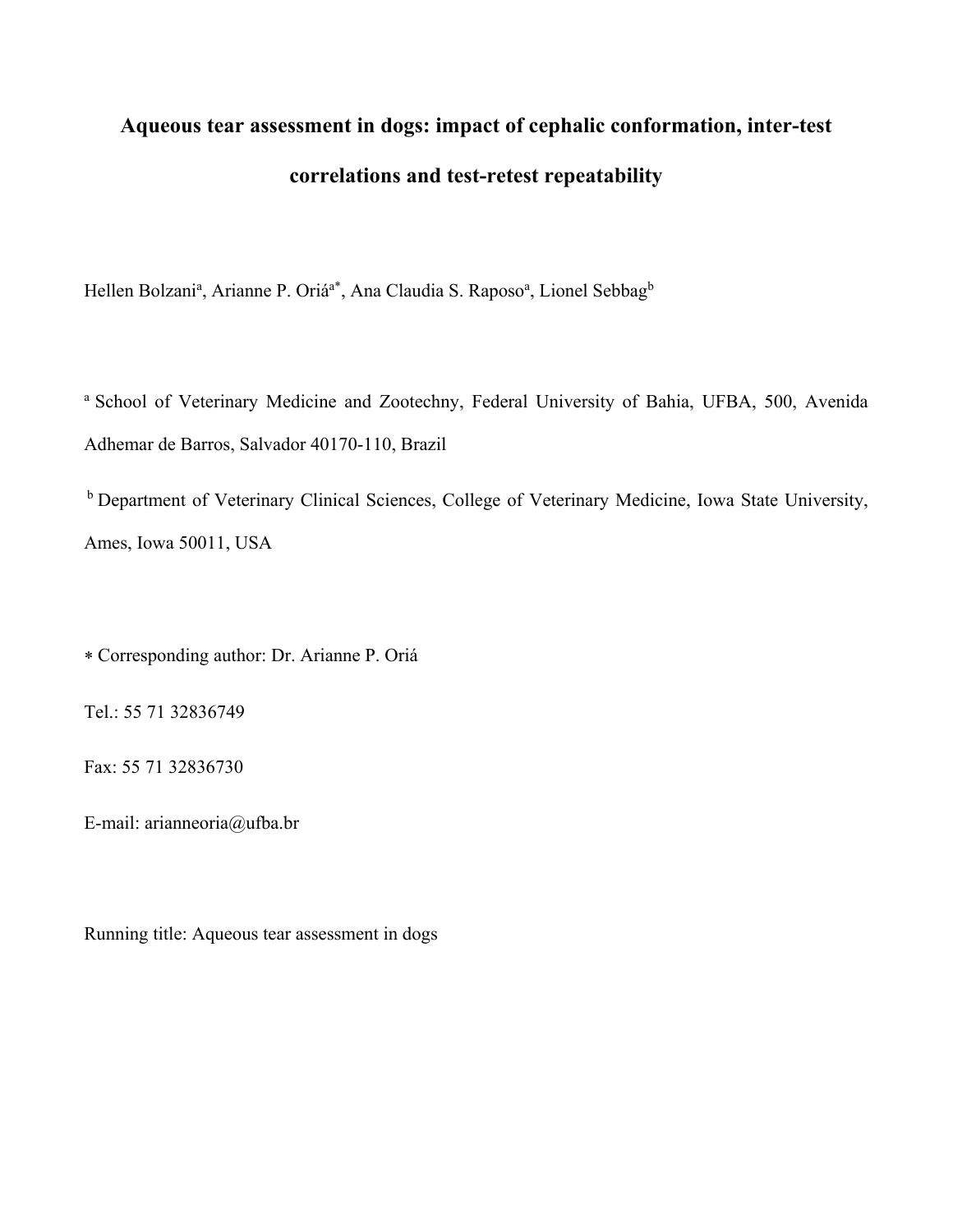# Aqueous tear assessment in dogs: impact of cephalic conformation, inter-test correlations and test-retest repeatability

Hellen Bolzani[a], Arianne P. Oriá[a*], Ana Claudia S. Raposo[a], Lionel Sebbag[b]

[a] School of Veterinary Medicine and Zootechny, Federal University of Bahia, UFBA, 500, Avenida Adhemar de Barros, Salvador 40170-110, Brazil

[b] Department of Veterinary Clinical Sciences, College of Veterinary Medicine, Iowa State University, Ames, Iowa 50011, USA

* Corresponding author: Dr. Arianne P. Oriá

Tel.: 55 71 32836749

Fax: 55 71 32836730

E-mail: arianneoria@ufba.br

Running title: Aqueous tear assessment in dogs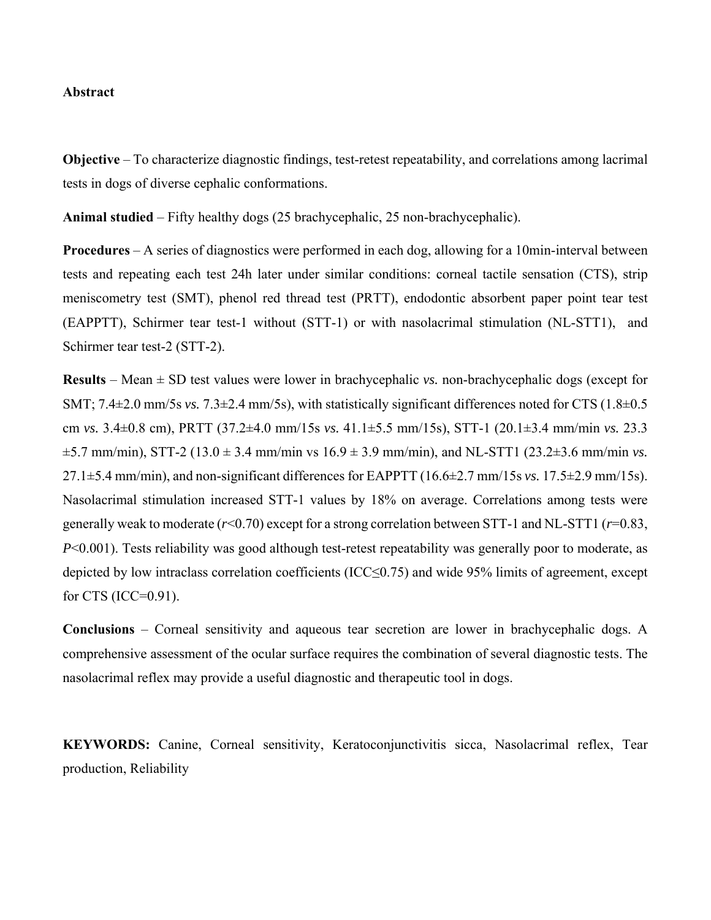**Abstract**

**Objective** – To characterize diagnostic findings, test-retest repeatability, and correlations among lacrimal tests in dogs of diverse cephalic conformations.

**Animal studied** – Fifty healthy dogs (25 brachycephalic, 25 non-brachycephalic).

**Procedures** – A series of diagnostics were performed in each dog, allowing for a 10min-interval between tests and repeating each test 24h later under similar conditions: corneal tactile sensation (CTS), strip meniscometry test (SMT), phenol red thread test (PRTT), endodontic absorbent paper point tear test (EAPPTT), Schirmer tear test-1 without (STT-1) or with nasolacrimal stimulation (NL-STT1), and Schirmer tear test-2 (STT-2).

**Results** – Mean ± SD test values were lower in brachycephalic *vs.* non-brachycephalic dogs (except for SMT; 7.4±2.0 mm/5s *vs.* 7.3±2.4 mm/5s), with statistically significant differences noted for CTS (1.8±0.5 cm *vs.* 3.4±0.8 cm), PRTT (37.2±4.0 mm/15s *vs.* 41.1±5.5 mm/15s), STT-1 (20.1±3.4 mm/min *vs.* 23.3 ±5.7 mm/min), STT-2 (13.0 ± 3.4 mm/min vs 16.9 ± 3.9 mm/min), and NL-STT1 (23.2±3.6 mm/min *vs.* 27.1±5.4 mm/min), and non-significant differences for EAPPTT (16.6±2.7 mm/15s *vs.* 17.5±2.9 mm/15s). Nasolacrimal stimulation increased STT-1 values by 18% on average. Correlations among tests were generally weak to moderate ($r$<0.70) except for a strong correlation between STT-1 and NL-STT1 ($r$=0.83, $P$<0.001). Tests reliability was good although test-retest repeatability was generally poor to moderate, as depicted by low intraclass correlation coefficients (ICC≤0.75) and wide 95% limits of agreement, except for CTS (ICC=0.91).

**Conclusions** – Corneal sensitivity and aqueous tear secretion are lower in brachycephalic dogs. A comprehensive assessment of the ocular surface requires the combination of several diagnostic tests. The nasolacrimal reflex may provide a useful diagnostic and therapeutic tool in dogs.

**KEYWORDS:** Canine, Corneal sensitivity, Keratoconjunctivitis sicca, Nasolacrimal reflex, Tear production, Reliability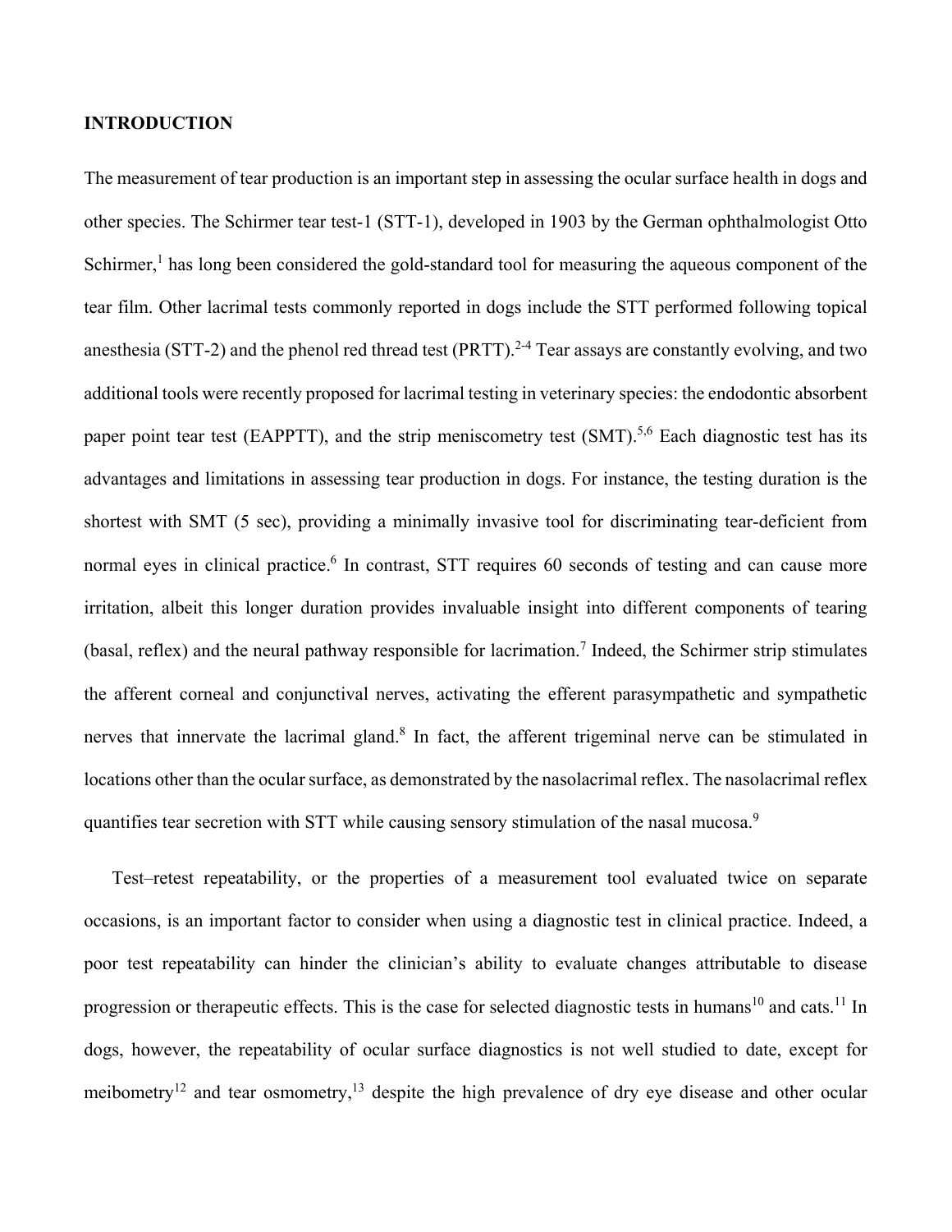## INTRODUCTION

The measurement of tear production is an important step in assessing the ocular surface health in dogs and other species. The Schirmer tear test-1 (STT-1), developed in 1903 by the German ophthalmologist Otto Schirmer,[1] has long been considered the gold-standard tool for measuring the aqueous component of the tear film. Other lacrimal tests commonly reported in dogs include the STT performed following topical anesthesia (STT-2) and the phenol red thread test (PRTT).[2-4] Tear assays are constantly evolving, and two additional tools were recently proposed for lacrimal testing in veterinary species: the endodontic absorbent paper point tear test (EAPPTT), and the strip meniscometry test (SMT).[5,6] Each diagnostic test has its advantages and limitations in assessing tear production in dogs. For instance, the testing duration is the shortest with SMT (5 sec), providing a minimally invasive tool for discriminating tear-deficient from normal eyes in clinical practice.[6] In contrast, STT requires 60 seconds of testing and can cause more irritation, albeit this longer duration provides invaluable insight into different components of tearing (basal, reflex) and the neural pathway responsible for lacrimation.[7] Indeed, the Schirmer strip stimulates the afferent corneal and conjunctival nerves, activating the efferent parasympathetic and sympathetic nerves that innervate the lacrimal gland.[8] In fact, the afferent trigeminal nerve can be stimulated in locations other than the ocular surface, as demonstrated by the nasolacrimal reflex. The nasolacrimal reflex quantifies tear secretion with STT while causing sensory stimulation of the nasal mucosa.[9]

Test–retest repeatability, or the properties of a measurement tool evaluated twice on separate occasions, is an important factor to consider when using a diagnostic test in clinical practice. Indeed, a poor test repeatability can hinder the clinician's ability to evaluate changes attributable to disease progression or therapeutic effects. This is the case for selected diagnostic tests in humans[10] and cats.[11] In dogs, however, the repeatability of ocular surface diagnostics is not well studied to date, except for meibometry[12] and tear osmometry,[13] despite the high prevalence of dry eye disease and other ocular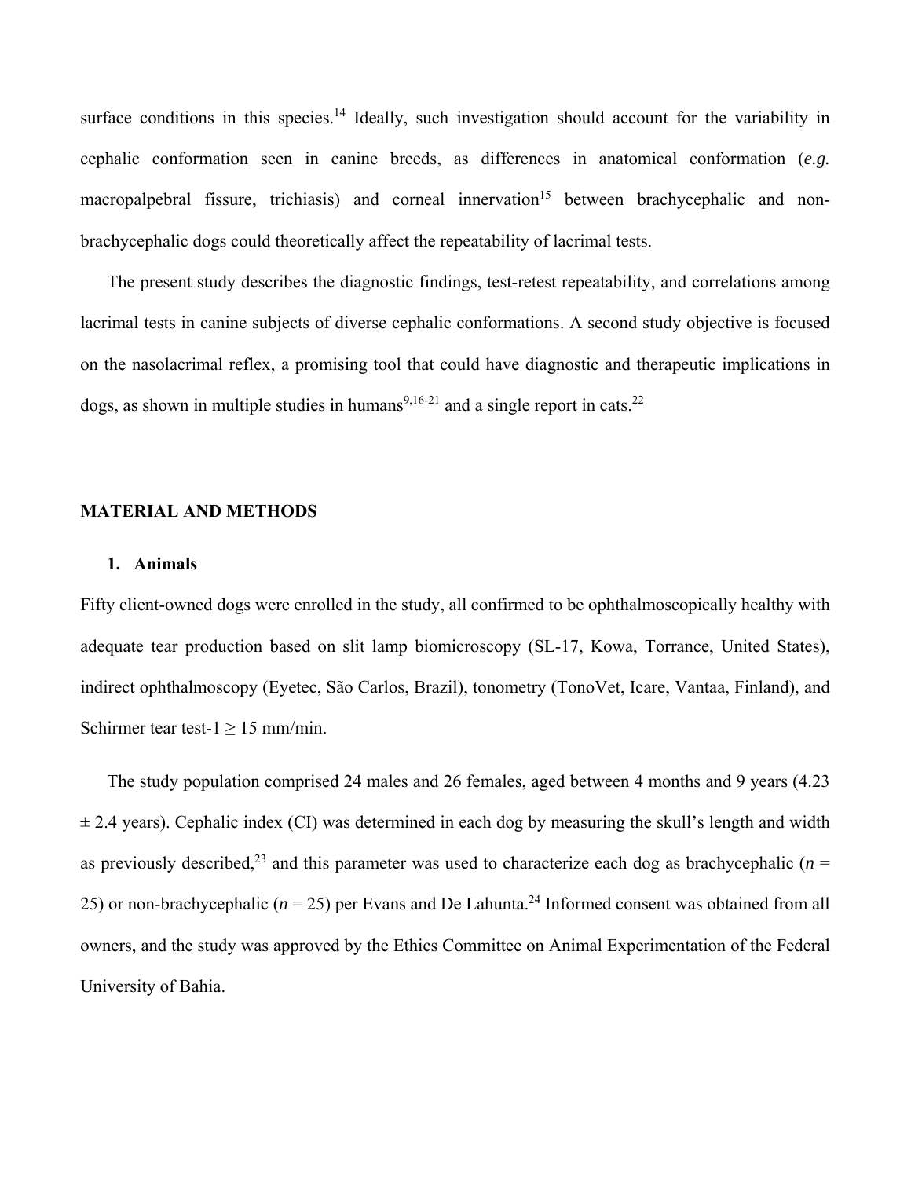surface conditions in this species.[14] Ideally, such investigation should account for the variability in cephalic conformation seen in canine breeds, as differences in anatomical conformation (*e.g.* macropalpebral fissure, trichiasis) and corneal innervation[15] between brachycephalic and non-brachycephalic dogs could theoretically affect the repeatability of lacrimal tests.

The present study describes the diagnostic findings, test-retest repeatability, and correlations among lacrimal tests in canine subjects of diverse cephalic conformations. A second study objective is focused on the nasolacrimal reflex, a promising tool that could have diagnostic and therapeutic implications in dogs, as shown in multiple studies in humans[9,16-21] and a single report in cats.[22]

## MATERIAL AND METHODS

### 1. Animals

Fifty client-owned dogs were enrolled in the study, all confirmed to be ophthalmoscopically healthy with adequate tear production based on slit lamp biomicroscopy (SL-17, Kowa, Torrance, United States), indirect ophthalmoscopy (Eyetec, São Carlos, Brazil), tonometry (TonoVet, Icare, Vantaa, Finland), and Schirmer tear test-1 ≥ 15 mm/min.

The study population comprised 24 males and 26 females, aged between 4 months and 9 years (4.23 ± 2.4 years). Cephalic index (CI) was determined in each dog by measuring the skull's length and width as previously described,[23] and this parameter was used to characterize each dog as brachycephalic ($n$ = 25) or non-brachycephalic ($n$ = 25) per Evans and De Lahunta.[24] Informed consent was obtained from all owners, and the study was approved by the Ethics Committee on Animal Experimentation of the Federal University of Bahia.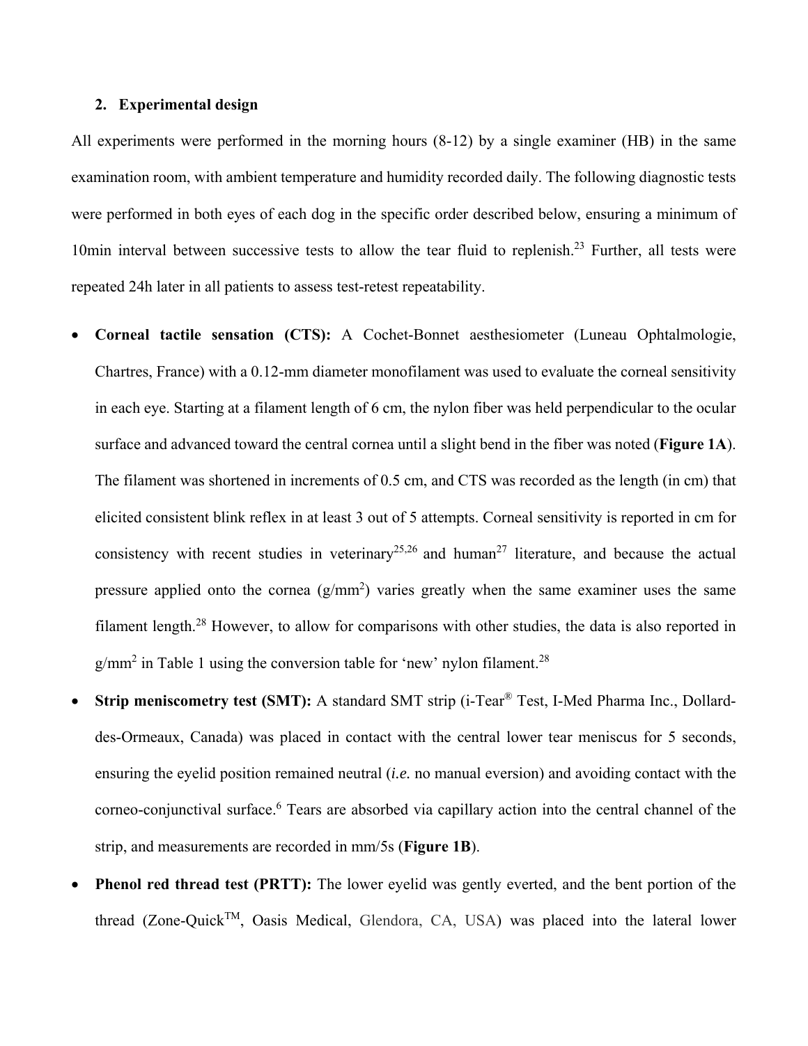## 2. Experimental design

All experiments were performed in the morning hours (8-12) by a single examiner (HB) in the same examination room, with ambient temperature and humidity recorded daily. The following diagnostic tests were performed in both eyes of each dog in the specific order described below, ensuring a minimum of 10min interval between successive tests to allow the tear fluid to replenish.[23] Further, all tests were repeated 24h later in all patients to assess test-retest repeatability.

- **Corneal tactile sensation (CTS):** A Cochet-Bonnet aesthesiometer (Luneau Ophtalmologie, Chartres, France) with a 0.12-mm diameter monofilament was used to evaluate the corneal sensitivity in each eye. Starting at a filament length of 6 cm, the nylon fiber was held perpendicular to the ocular surface and advanced toward the central cornea until a slight bend in the fiber was noted (**Figure 1A**). The filament was shortened in increments of 0.5 cm, and CTS was recorded as the length (in cm) that elicited consistent blink reflex in at least 3 out of 5 attempts. Corneal sensitivity is reported in cm for consistency with recent studies in veterinary[25,26] and human[27] literature, and because the actual pressure applied onto the cornea (g/mm$^2$) varies greatly when the same examiner uses the same filament length.[28] However, to allow for comparisons with other studies, the data is also reported in g/mm$^2$ in Table 1 using the conversion table for 'new' nylon filament.[28]
- **Strip meniscometry test (SMT):** A standard SMT strip (i-Tear® Test, I-Med Pharma Inc., Dollard-des-Ormeaux, Canada) was placed in contact with the central lower tear meniscus for 5 seconds, ensuring the eyelid position remained neutral (*i.e.* no manual eversion) and avoiding contact with the corneo-conjunctival surface.[6] Tears are absorbed via capillary action into the central channel of the strip, and measurements are recorded in mm/5s (**Figure 1B**).
- **Phenol red thread test (PRTT):** The lower eyelid was gently everted, and the bent portion of the thread (Zone-Quick™, Oasis Medical, Glendora, CA, USA) was placed into the lateral lower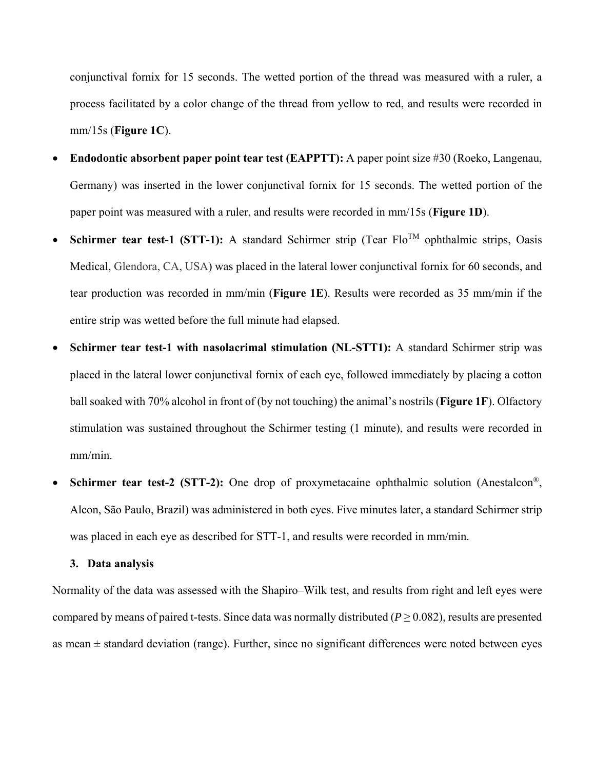conjunctival fornix for 15 seconds. The wetted portion of the thread was measured with a ruler, a process facilitated by a color change of the thread from yellow to red, and results were recorded in mm/15s (**Figure 1C**).

- **Endodontic absorbent paper point tear test (EAPPTT):** A paper point size #30 (Roeko, Langenau, Germany) was inserted in the lower conjunctival fornix for 15 seconds. The wetted portion of the paper point was measured with a ruler, and results were recorded in mm/15s (**Figure 1D**).
- **Schirmer tear test-1 (STT-1):** A standard Schirmer strip (Tear Flo™ ophthalmic strips, Oasis Medical, Glendora, CA, USA) was placed in the lateral lower conjunctival fornix for 60 seconds, and tear production was recorded in mm/min (**Figure 1E**). Results were recorded as 35 mm/min if the entire strip was wetted before the full minute had elapsed.
- **Schirmer tear test-1 with nasolacrimal stimulation (NL-STT1):** A standard Schirmer strip was placed in the lateral lower conjunctival fornix of each eye, followed immediately by placing a cotton ball soaked with 70% alcohol in front of (by not touching) the animal's nostrils (**Figure 1F**). Olfactory stimulation was sustained throughout the Schirmer testing (1 minute), and results were recorded in mm/min.
- **Schirmer tear test-2 (STT-2):** One drop of proxymetacaine ophthalmic solution (Anestalcon®, Alcon, São Paulo, Brazil) was administered in both eyes. Five minutes later, a standard Schirmer strip was placed in each eye as described for STT-1, and results were recorded in mm/min.

### 3. Data analysis

Normality of the data was assessed with the Shapiro–Wilk test, and results from right and left eyes were compared by means of paired t-tests. Since data was normally distributed ($P \geq 0.082$), results are presented as mean ± standard deviation (range). Further, since no significant differences were noted between eyes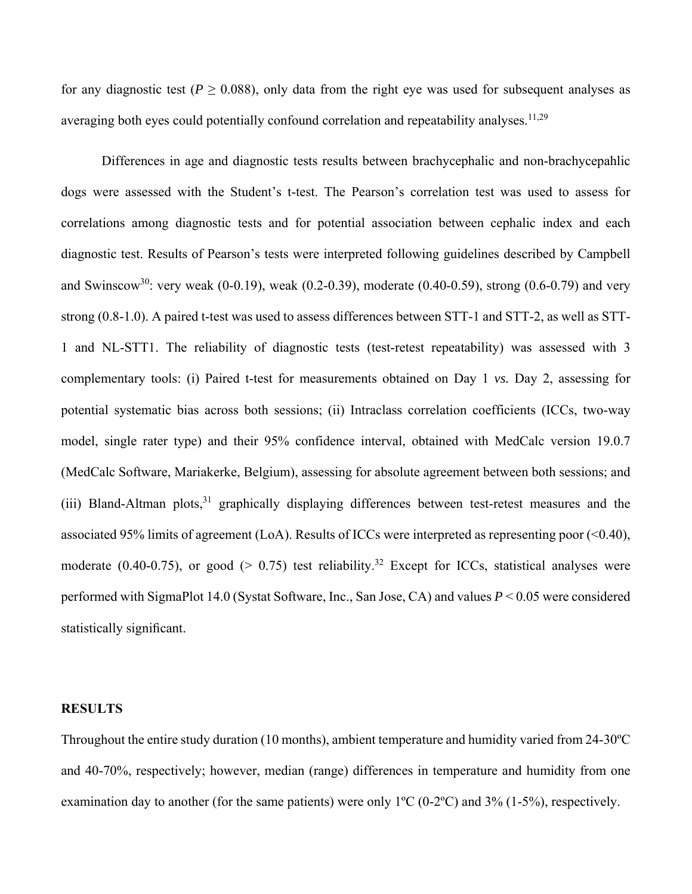for any diagnostic test ($P \geq 0.088$), only data from the right eye was used for subsequent analyses as averaging both eyes could potentially confound correlation and repeatability analyses.[11,29]

Differences in age and diagnostic tests results between brachycephalic and non-brachycepahlic dogs were assessed with the Student's t-test. The Pearson's correlation test was used to assess for correlations among diagnostic tests and for potential association between cephalic index and each diagnostic test. Results of Pearson's tests were interpreted following guidelines described by Campbell and Swinscow[30]: very weak (0-0.19), weak (0.2-0.39), moderate (0.40-0.59), strong (0.6-0.79) and very strong (0.8-1.0). A paired t-test was used to assess differences between STT-1 and STT-2, as well as STT-1 and NL-STT1. The reliability of diagnostic tests (test-retest repeatability) was assessed with 3 complementary tools: (i) Paired t-test for measurements obtained on Day 1 *vs.* Day 2, assessing for potential systematic bias across both sessions; (ii) Intraclass correlation coefficients (ICCs, two-way model, single rater type) and their 95% confidence interval, obtained with MedCalc version 19.0.7 (MedCalc Software, Mariakerke, Belgium), assessing for absolute agreement between both sessions; and (iii) Bland-Altman plots,[31] graphically displaying differences between test-retest measures and the associated 95% limits of agreement (LoA). Results of ICCs were interpreted as representing poor (<0.40), moderate (0.40-0.75), or good (> 0.75) test reliability.[32] Except for ICCs, statistical analyses were performed with SigmaPlot 14.0 (Systat Software, Inc., San Jose, CA) and values $P < 0.05$ were considered statistically significant.

## RESULTS

Throughout the entire study duration (10 months), ambient temperature and humidity varied from 24-30ºC and 40-70%, respectively; however, median (range) differences in temperature and humidity from one examination day to another (for the same patients) were only 1ºC (0-2ºC) and 3% (1-5%), respectively.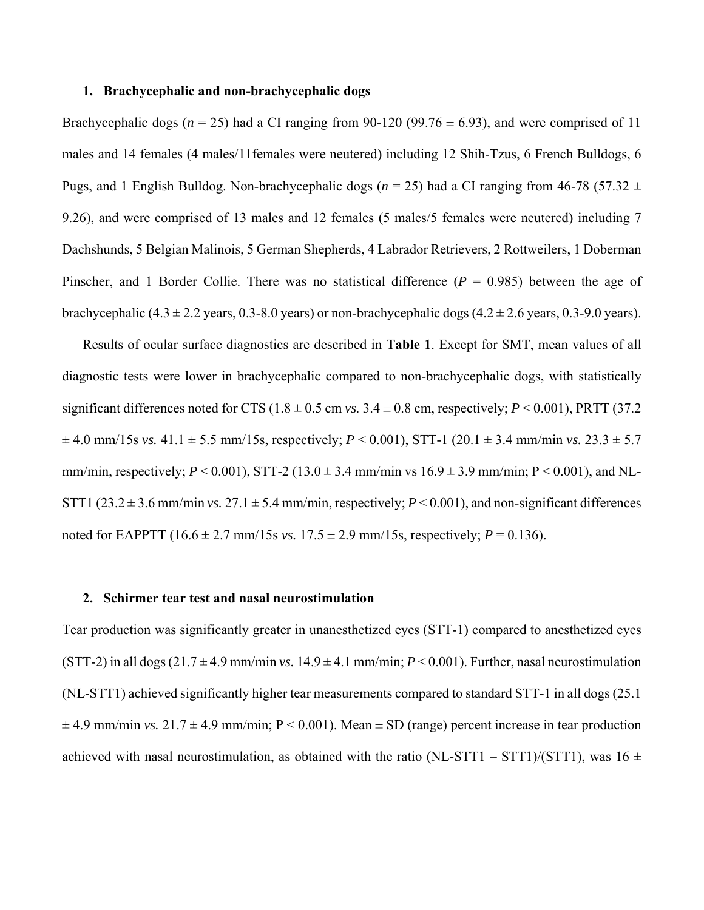## 1. Brachycephalic and non-brachycephalic dogs

Brachycephalic dogs (*n* = 25) had a CI ranging from 90-120 (99.76 ± 6.93), and were comprised of 11 males and 14 females (4 males/11females were neutered) including 12 Shih-Tzus, 6 French Bulldogs, 6 Pugs, and 1 English Bulldog. Non-brachycephalic dogs (*n* = 25) had a CI ranging from 46-78 (57.32 ± 9.26), and were comprised of 13 males and 12 females (5 males/5 females were neutered) including 7 Dachshunds, 5 Belgian Malinois, 5 German Shepherds, 4 Labrador Retrievers, 2 Rottweilers, 1 Doberman Pinscher, and 1 Border Collie. There was no statistical difference ($P$ = 0.985) between the age of brachycephalic (4.3 ± 2.2 years, 0.3-8.0 years) or non-brachycephalic dogs (4.2 ± 2.6 years, 0.3-9.0 years).

Results of ocular surface diagnostics are described in **Table 1**. Except for SMT, mean values of all diagnostic tests were lower in brachycephalic compared to non-brachycephalic dogs, with statistically significant differences noted for CTS (1.8 ± 0.5 cm *vs.* 3.4 ± 0.8 cm, respectively; $P < 0.001$), PRTT (37.2 ± 4.0 mm/15s *vs.* 41.1 ± 5.5 mm/15s, respectively; $P < 0.001$), STT-1 (20.1 ± 3.4 mm/min *vs.* 23.3 ± 5.7 mm/min, respectively; $P < 0.001$), STT-2 (13.0 ± 3.4 mm/min vs 16.9 ± 3.9 mm/min; $P < 0.001$), and NL-STT1 (23.2 ± 3.6 mm/min *vs.* 27.1 ± 5.4 mm/min, respectively; $P < 0.001$), and non-significant differences noted for EAPPTT (16.6 ± 2.7 mm/15s *vs.* 17.5 ± 2.9 mm/15s, respectively; $P$ = 0.136).

## 2. Schirmer tear test and nasal neurostimulation

Tear production was significantly greater in unanesthetized eyes (STT-1) compared to anesthetized eyes (STT-2) in all dogs (21.7 ± 4.9 mm/min *vs.* 14.9 ± 4.1 mm/min; $P < 0.001$). Further, nasal neurostimulation (NL-STT1) achieved significantly higher tear measurements compared to standard STT-1 in all dogs (25.1 ± 4.9 mm/min *vs.* 21.7 ± 4.9 mm/min; $P < 0.001$). Mean ± SD (range) percent increase in tear production achieved with nasal neurostimulation, as obtained with the ratio (NL-STT1 – STT1)/(STT1), was 16 ±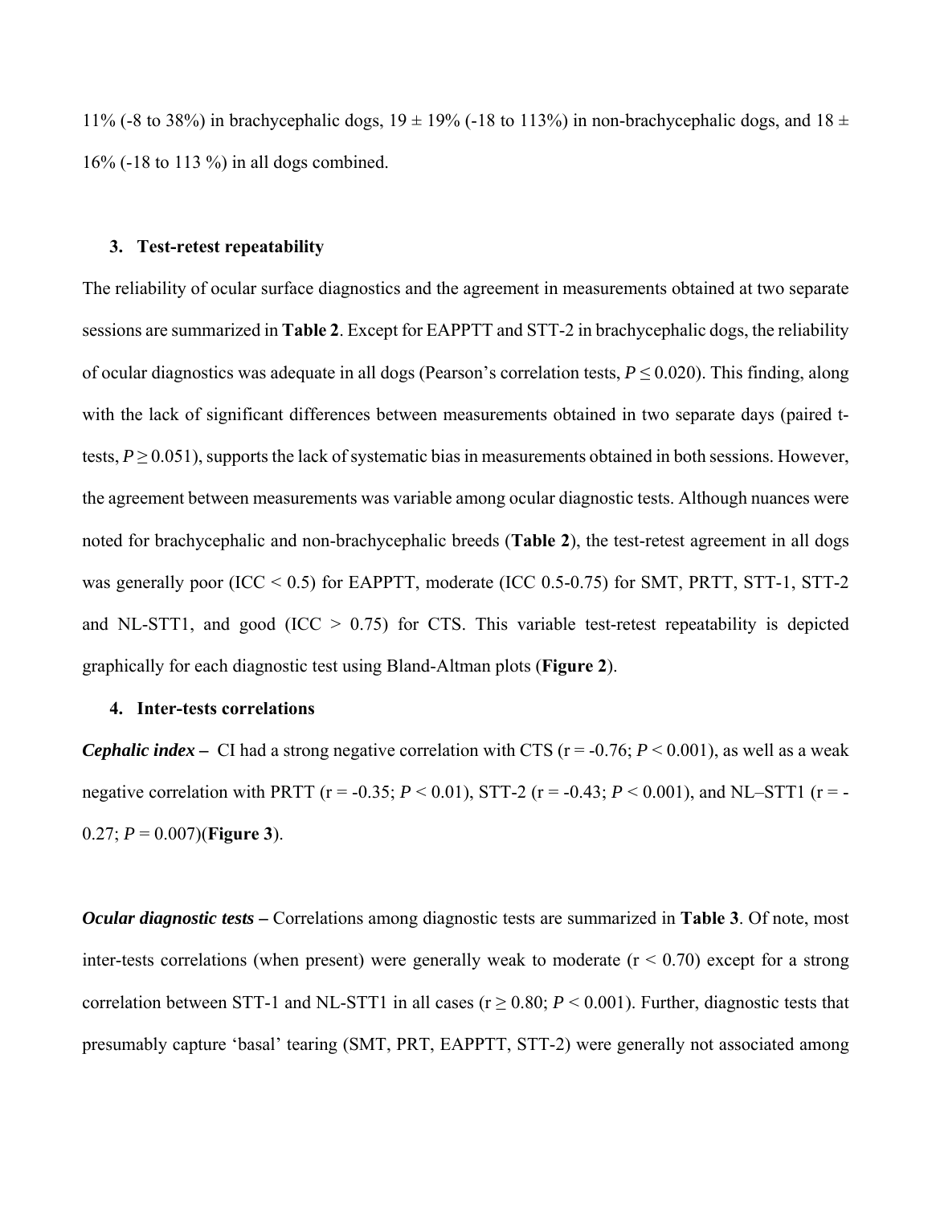11% (-8 to 38%) in brachycephalic dogs, 19 ± 19% (-18 to 113%) in non-brachycephalic dogs, and 18 ± 16% (-18 to 113 %) in all dogs combined.

### 3. Test-retest repeatability

The reliability of ocular surface diagnostics and the agreement in measurements obtained at two separate sessions are summarized in **Table 2**. Except for EAPPTT and STT-2 in brachycephalic dogs, the reliability of ocular diagnostics was adequate in all dogs (Pearson's correlation tests, $P \leq 0.020$). This finding, along with the lack of significant differences between measurements obtained in two separate days (paired t-tests, $P \geq 0.051$), supports the lack of systematic bias in measurements obtained in both sessions. However, the agreement between measurements was variable among ocular diagnostic tests. Although nuances were noted for brachycephalic and non-brachycephalic breeds (**Table 2**), the test-retest agreement in all dogs was generally poor (ICC < 0.5) for EAPPTT, moderate (ICC 0.5-0.75) for SMT, PRTT, STT-1, STT-2 and NL-STT1, and good (ICC > 0.75) for CTS. This variable test-retest repeatability is depicted graphically for each diagnostic test using Bland-Altman plots (**Figure 2**).

### 4. Inter-tests correlations

***Cephalic index –*** CI had a strong negative correlation with CTS ($r = -0.76$; $P < 0.001$), as well as a weak negative correlation with PRTT ($r = -0.35$; $P < 0.01$), STT-2 ($r = -0.43$; $P < 0.001$), and NL–STT1 ($r = -0.27$; $P = 0.007$)(**Figure 3**).

***Ocular diagnostic tests –*** Correlations among diagnostic tests are summarized in **Table 3**. Of note, most inter-tests correlations (when present) were generally weak to moderate ($r < 0.70$) except for a strong correlation between STT-1 and NL-STT1 in all cases ($r \geq 0.80$; $P < 0.001$). Further, diagnostic tests that presumably capture 'basal' tearing (SMT, PRT, EAPPTT, STT-2) were generally not associated among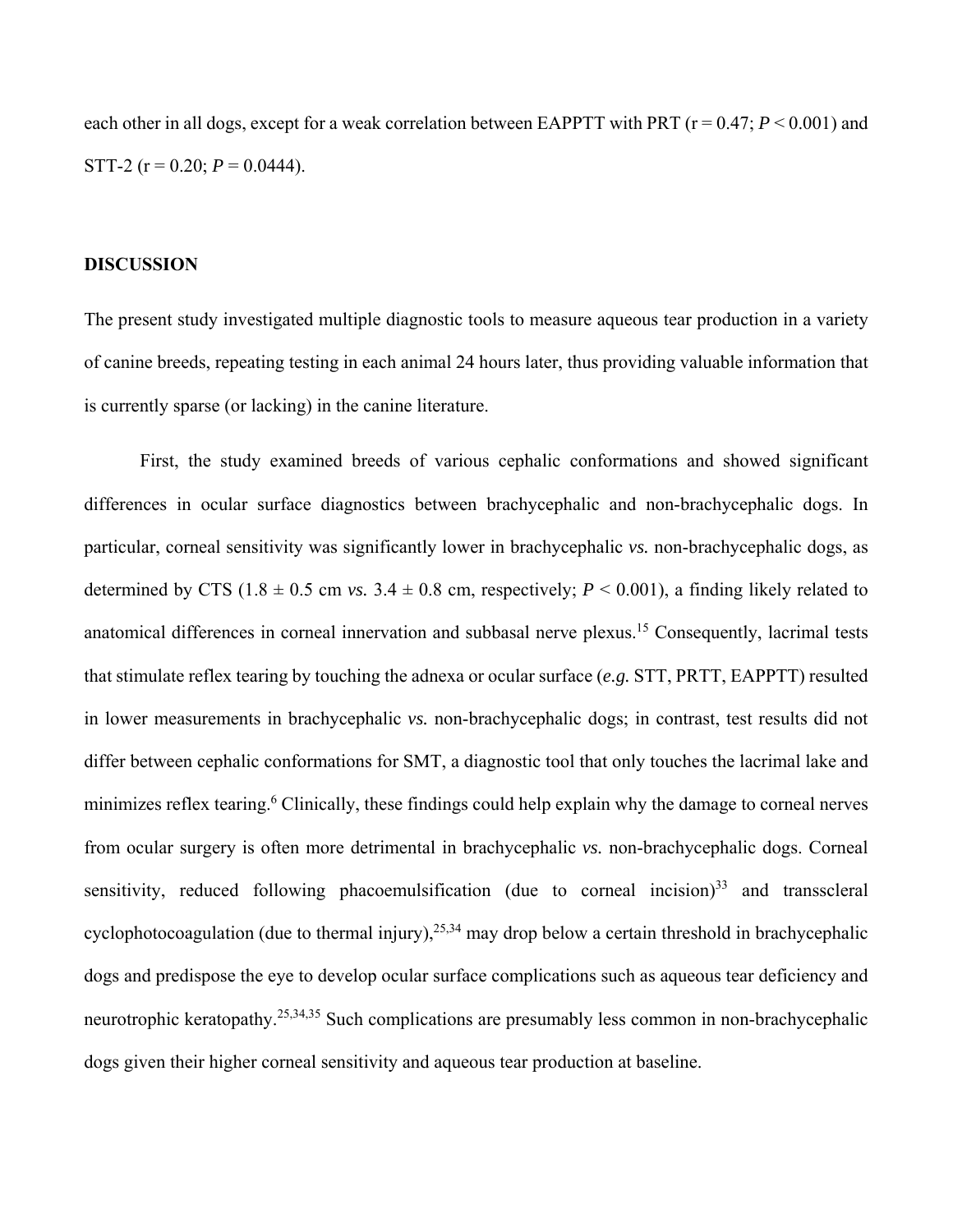each other in all dogs, except for a weak correlation between EAPPTT with PRT (r = 0.47; $P < 0.001$) and STT-2 (r = 0.20; $P = 0.0444$).

## DISCUSSION

The present study investigated multiple diagnostic tools to measure aqueous tear production in a variety of canine breeds, repeating testing in each animal 24 hours later, thus providing valuable information that is currently sparse (or lacking) in the canine literature.

First, the study examined breeds of various cephalic conformations and showed significant differences in ocular surface diagnostics between brachycephalic and non-brachycephalic dogs. In particular, corneal sensitivity was significantly lower in brachycephalic *vs.* non-brachycephalic dogs, as determined by CTS (1.8 ± 0.5 cm *vs.* 3.4 ± 0.8 cm, respectively; $P < 0.001$), a finding likely related to anatomical differences in corneal innervation and subbasal nerve plexus.[15] Consequently, lacrimal tests that stimulate reflex tearing by touching the adnexa or ocular surface (*e.g.* STT, PRTT, EAPPTT) resulted in lower measurements in brachycephalic *vs.* non-brachycephalic dogs; in contrast, test results did not differ between cephalic conformations for SMT, a diagnostic tool that only touches the lacrimal lake and minimizes reflex tearing.[6] Clinically, these findings could help explain why the damage to corneal nerves from ocular surgery is often more detrimental in brachycephalic *vs.* non-brachycephalic dogs. Corneal sensitivity, reduced following phacoemulsification (due to corneal incision)[33] and transscleral cyclophotocoagulation (due to thermal injury),[25,34] may drop below a certain threshold in brachycephalic dogs and predispose the eye to develop ocular surface complications such as aqueous tear deficiency and neurotrophic keratopathy.[25,34,35] Such complications are presumably less common in non-brachycephalic dogs given their higher corneal sensitivity and aqueous tear production at baseline.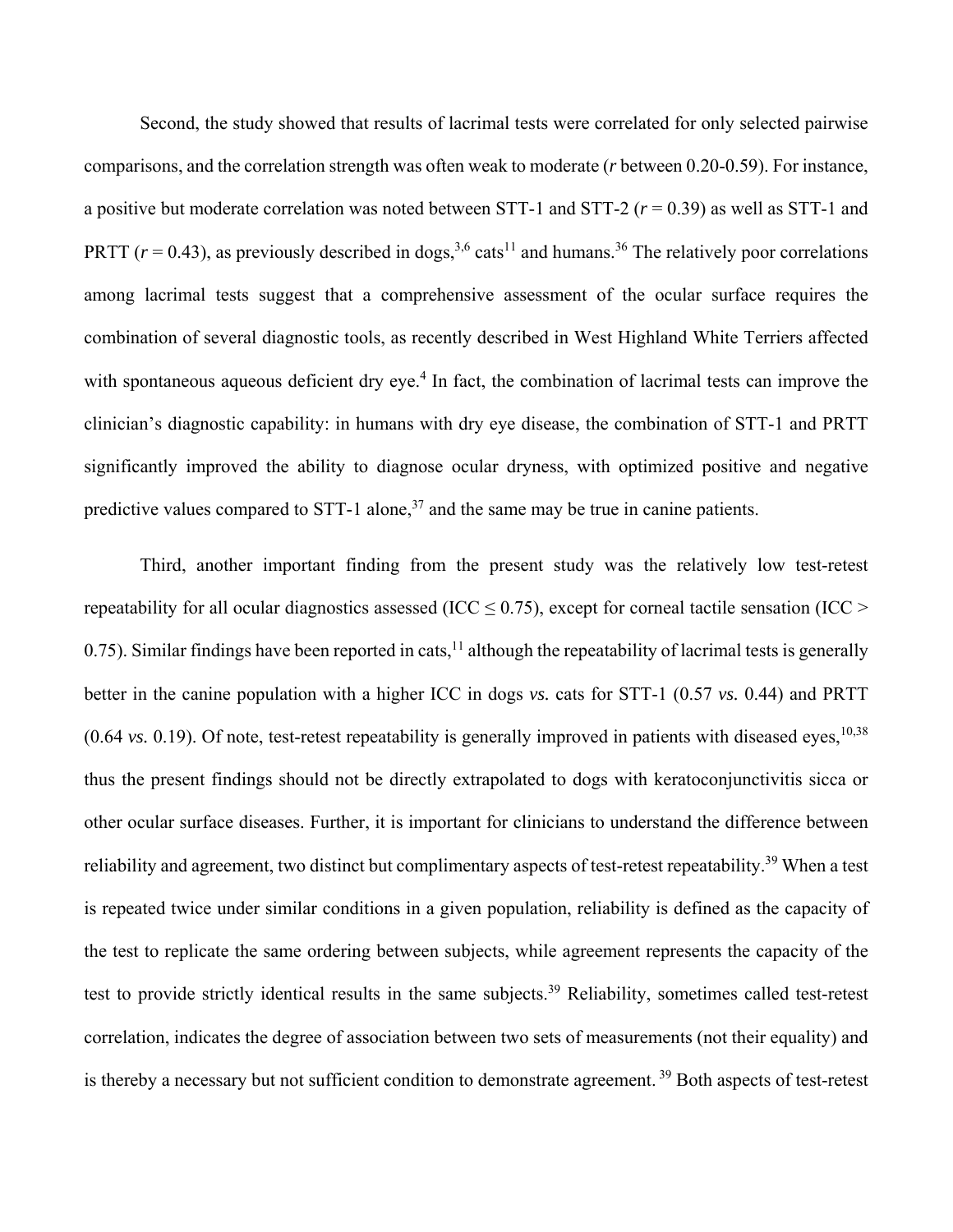Second, the study showed that results of lacrimal tests were correlated for only selected pairwise comparisons, and the correlation strength was often weak to moderate ($r$ between 0.20-0.59). For instance, a positive but moderate correlation was noted between STT-1 and STT-2 ($r = 0.39$) as well as STT-1 and PRTT ($r = 0.43$), as previously described in dogs,[3,6] cats[11] and humans.[36] The relatively poor correlations among lacrimal tests suggest that a comprehensive assessment of the ocular surface requires the combination of several diagnostic tools, as recently described in West Highland White Terriers affected with spontaneous aqueous deficient dry eye.[4] In fact, the combination of lacrimal tests can improve the clinician's diagnostic capability: in humans with dry eye disease, the combination of STT-1 and PRTT significantly improved the ability to diagnose ocular dryness, with optimized positive and negative predictive values compared to STT-1 alone,[37] and the same may be true in canine patients.

Third, another important finding from the present study was the relatively low test-retest repeatability for all ocular diagnostics assessed (ICC $\leq 0.75$), except for corneal tactile sensation (ICC $> 0.75$). Similar findings have been reported in cats,[11] although the repeatability of lacrimal tests is generally better in the canine population with a higher ICC in dogs *vs.* cats for STT-1 (0.57 *vs.* 0.44) and PRTT (0.64 *vs.* 0.19). Of note, test-retest repeatability is generally improved in patients with diseased eyes,[10,38] thus the present findings should not be directly extrapolated to dogs with keratoconjunctivitis sicca or other ocular surface diseases. Further, it is important for clinicians to understand the difference between reliability and agreement, two distinct but complimentary aspects of test-retest repeatability.[39] When a test is repeated twice under similar conditions in a given population, reliability is defined as the capacity of the test to replicate the same ordering between subjects, while agreement represents the capacity of the test to provide strictly identical results in the same subjects.[39] Reliability, sometimes called test-retest correlation, indicates the degree of association between two sets of measurements (not their equality) and is thereby a necessary but not sufficient condition to demonstrate agreement.[39] Both aspects of test-retest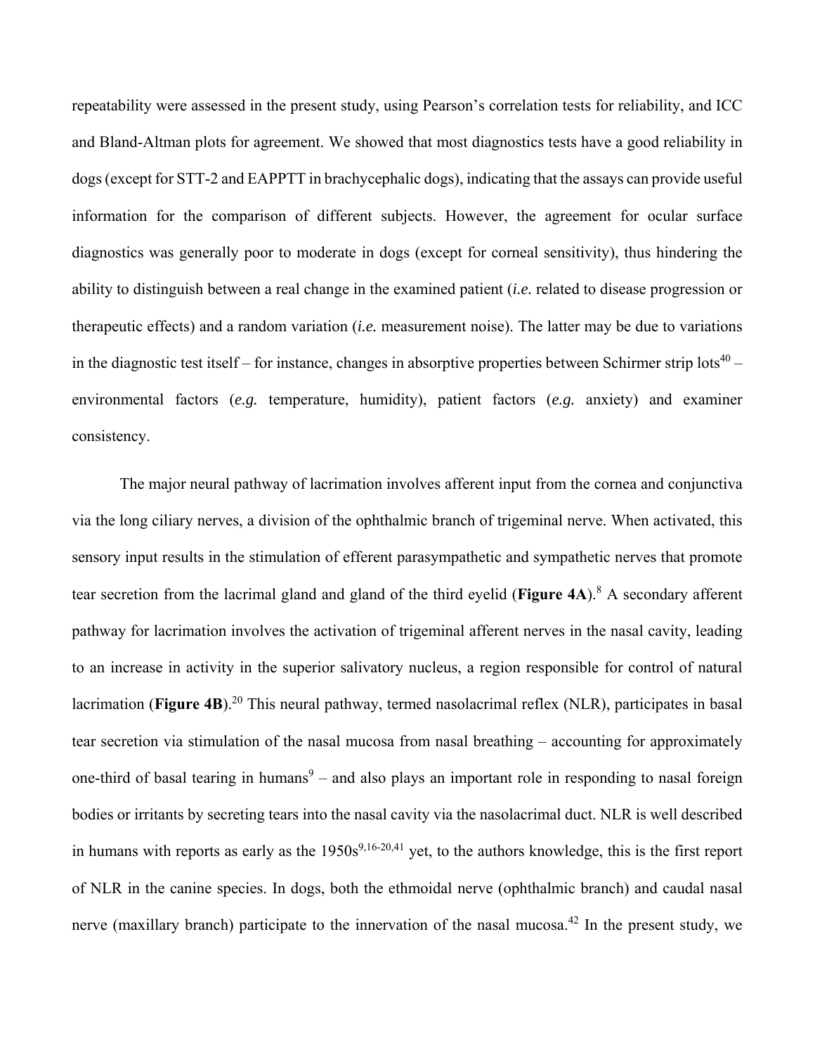repeatability were assessed in the present study, using Pearson's correlation tests for reliability, and ICC and Bland-Altman plots for agreement. We showed that most diagnostics tests have a good reliability in dogs (except for STT-2 and EAPPTT in brachycephalic dogs), indicating that the assays can provide useful information for the comparison of different subjects. However, the agreement for ocular surface diagnostics was generally poor to moderate in dogs (except for corneal sensitivity), thus hindering the ability to distinguish between a real change in the examined patient (*i.e.* related to disease progression or therapeutic effects) and a random variation (*i.e.* measurement noise). The latter may be due to variations in the diagnostic test itself – for instance, changes in absorptive properties between Schirmer strip lots[40] – environmental factors (*e.g.* temperature, humidity), patient factors (*e.g.* anxiety) and examiner consistency.

The major neural pathway of lacrimation involves afferent input from the cornea and conjunctiva via the long ciliary nerves, a division of the ophthalmic branch of trigeminal nerve. When activated, this sensory input results in the stimulation of efferent parasympathetic and sympathetic nerves that promote tear secretion from the lacrimal gland and gland of the third eyelid (**Figure 4A**).[8] A secondary afferent pathway for lacrimation involves the activation of trigeminal afferent nerves in the nasal cavity, leading to an increase in activity in the superior salivatory nucleus, a region responsible for control of natural lacrimation (**Figure 4B**).[20] This neural pathway, termed nasolacrimal reflex (NLR), participates in basal tear secretion via stimulation of the nasal mucosa from nasal breathing – accounting for approximately one-third of basal tearing in humans[9] – and also plays an important role in responding to nasal foreign bodies or irritants by secreting tears into the nasal cavity via the nasolacrimal duct. NLR is well described in humans with reports as early as the 1950s[9,16-20,41] yet, to the authors knowledge, this is the first report of NLR in the canine species. In dogs, both the ethmoidal nerve (ophthalmic branch) and caudal nasal nerve (maxillary branch) participate to the innervation of the nasal mucosa.[42] In the present study, we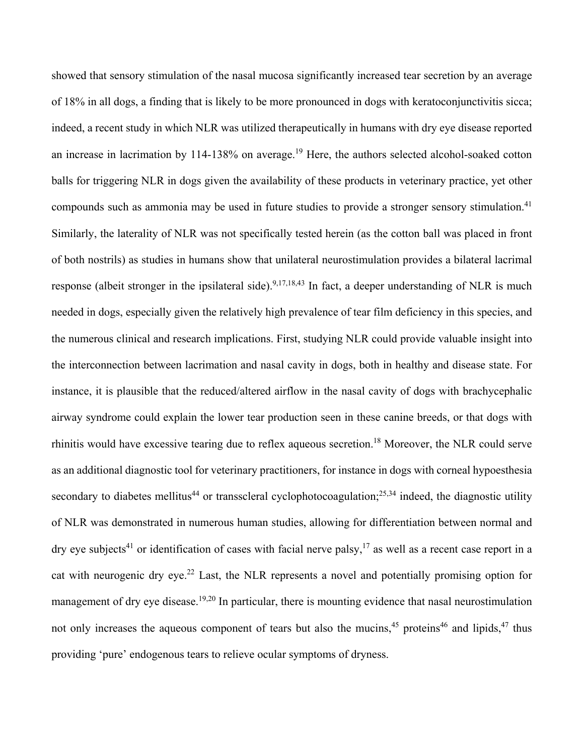showed that sensory stimulation of the nasal mucosa significantly increased tear secretion by an average of 18% in all dogs, a finding that is likely to be more pronounced in dogs with keratoconjunctivitis sicca; indeed, a recent study in which NLR was utilized therapeutically in humans with dry eye disease reported an increase in lacrimation by 114-138% on average.[19] Here, the authors selected alcohol-soaked cotton balls for triggering NLR in dogs given the availability of these products in veterinary practice, yet other compounds such as ammonia may be used in future studies to provide a stronger sensory stimulation.[41] Similarly, the laterality of NLR was not specifically tested herein (as the cotton ball was placed in front of both nostrils) as studies in humans show that unilateral neurostimulation provides a bilateral lacrimal response (albeit stronger in the ipsilateral side).[9,17,18,43] In fact, a deeper understanding of NLR is much needed in dogs, especially given the relatively high prevalence of tear film deficiency in this species, and the numerous clinical and research implications. First, studying NLR could provide valuable insight into the interconnection between lacrimation and nasal cavity in dogs, both in healthy and disease state. For instance, it is plausible that the reduced/altered airflow in the nasal cavity of dogs with brachycephalic airway syndrome could explain the lower tear production seen in these canine breeds, or that dogs with rhinitis would have excessive tearing due to reflex aqueous secretion.[18] Moreover, the NLR could serve as an additional diagnostic tool for veterinary practitioners, for instance in dogs with corneal hypoesthesia secondary to diabetes mellitus[44] or transscleral cyclophotocoagulation;[25,34] indeed, the diagnostic utility of NLR was demonstrated in numerous human studies, allowing for differentiation between normal and dry eye subjects[41] or identification of cases with facial nerve palsy,[17] as well as a recent case report in a cat with neurogenic dry eye.[22] Last, the NLR represents a novel and potentially promising option for management of dry eye disease.[19,20] In particular, there is mounting evidence that nasal neurostimulation not only increases the aqueous component of tears but also the mucins,[45] proteins[46] and lipids,[47] thus providing 'pure' endogenous tears to relieve ocular symptoms of dryness.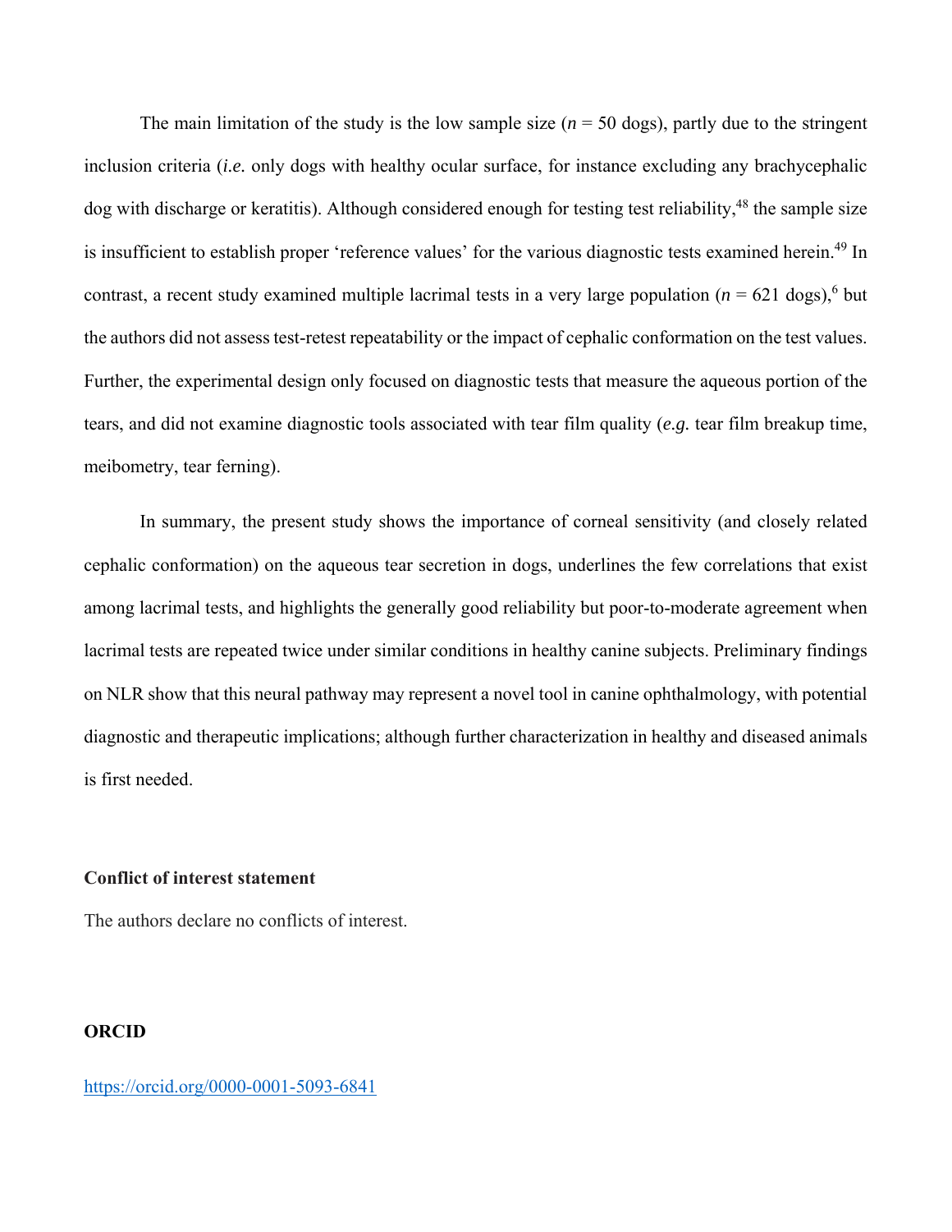The main limitation of the study is the low sample size (*n* = 50 dogs), partly due to the stringent inclusion criteria (*i.e.* only dogs with healthy ocular surface, for instance excluding any brachycephalic dog with discharge or keratitis). Although considered enough for testing test reliability,[48] the sample size is insufficient to establish proper 'reference values' for the various diagnostic tests examined herein.[49] In contrast, a recent study examined multiple lacrimal tests in a very large population (*n* = 621 dogs),[6] but the authors did not assess test-retest repeatability or the impact of cephalic conformation on the test values. Further, the experimental design only focused on diagnostic tests that measure the aqueous portion of the tears, and did not examine diagnostic tools associated with tear film quality (*e.g.* tear film breakup time, meibometry, tear ferning).

In summary, the present study shows the importance of corneal sensitivity (and closely related cephalic conformation) on the aqueous tear secretion in dogs, underlines the few correlations that exist among lacrimal tests, and highlights the generally good reliability but poor-to-moderate agreement when lacrimal tests are repeated twice under similar conditions in healthy canine subjects. Preliminary findings on NLR show that this neural pathway may represent a novel tool in canine ophthalmology, with potential diagnostic and therapeutic implications; although further characterization in healthy and diseased animals is first needed.

**Conflict of interest statement**

The authors declare no conflicts of interest.

**ORCID**

https://orcid.org/0000-0001-5093-6841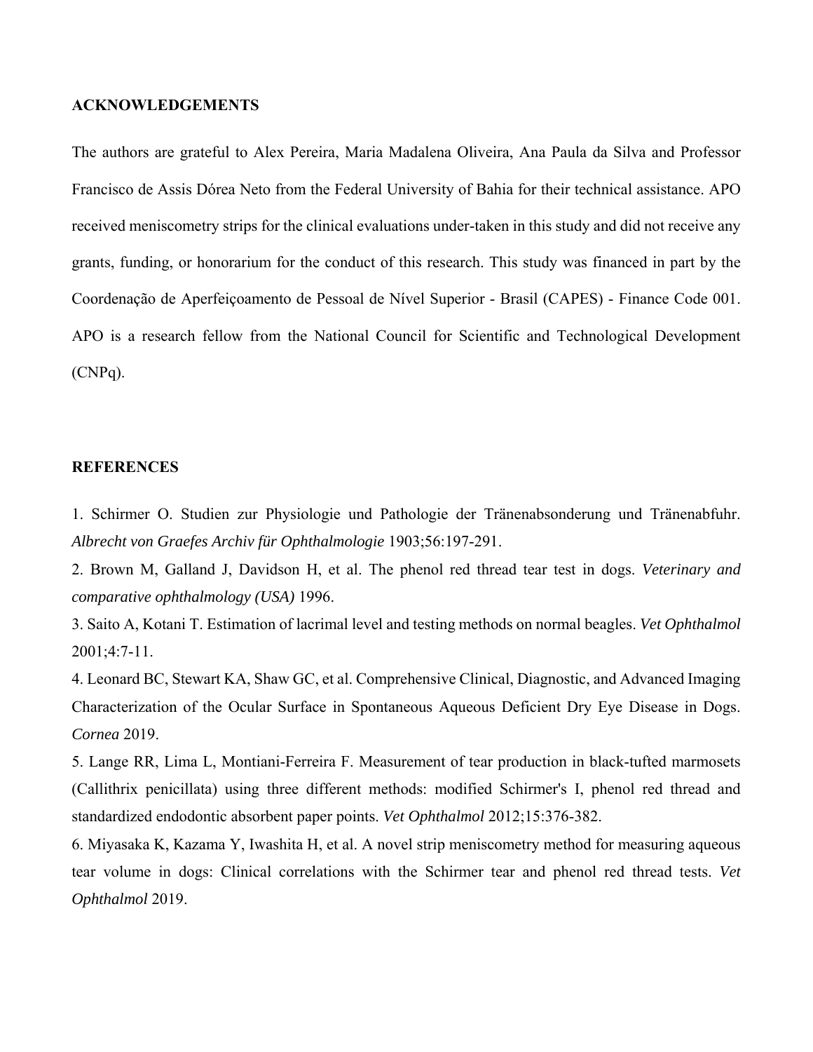## ACKNOWLEDGEMENTS

The authors are grateful to Alex Pereira, Maria Madalena Oliveira, Ana Paula da Silva and Professor Francisco de Assis Dórea Neto from the Federal University of Bahia for their technical assistance. APO received meniscometry strips for the clinical evaluations under-taken in this study and did not receive any grants, funding, or honorarium for the conduct of this research. This study was financed in part by the Coordenação de Aperfeiçoamento de Pessoal de Nível Superior - Brasil (CAPES) - Finance Code 001. APO is a research fellow from the National Council for Scientific and Technological Development (CNPq).

## REFERENCES

1. Schirmer O. Studien zur Physiologie und Pathologie der Tränenabsonderung und Tränenabfuhr. *Albrecht von Graefes Archiv für Ophthalmologie* 1903;56:197-291.
2. Brown M, Galland J, Davidson H, et al. The phenol red thread tear test in dogs. *Veterinary and comparative ophthalmology (USA)* 1996.
3. Saito A, Kotani T. Estimation of lacrimal level and testing methods on normal beagles. *Vet Ophthalmol* 2001;4:7-11.
4. Leonard BC, Stewart KA, Shaw GC, et al. Comprehensive Clinical, Diagnostic, and Advanced Imaging Characterization of the Ocular Surface in Spontaneous Aqueous Deficient Dry Eye Disease in Dogs. *Cornea* 2019.
5. Lange RR, Lima L, Montiani-Ferreira F. Measurement of tear production in black-tufted marmosets (Callithrix penicillata) using three different methods: modified Schirmer's I, phenol red thread and standardized endodontic absorbent paper points. *Vet Ophthalmol* 2012;15:376-382.
6. Miyasaka K, Kazama Y, Iwashita H, et al. A novel strip meniscometry method for measuring aqueous tear volume in dogs: Clinical correlations with the Schirmer tear and phenol red thread tests. *Vet Ophthalmol* 2019.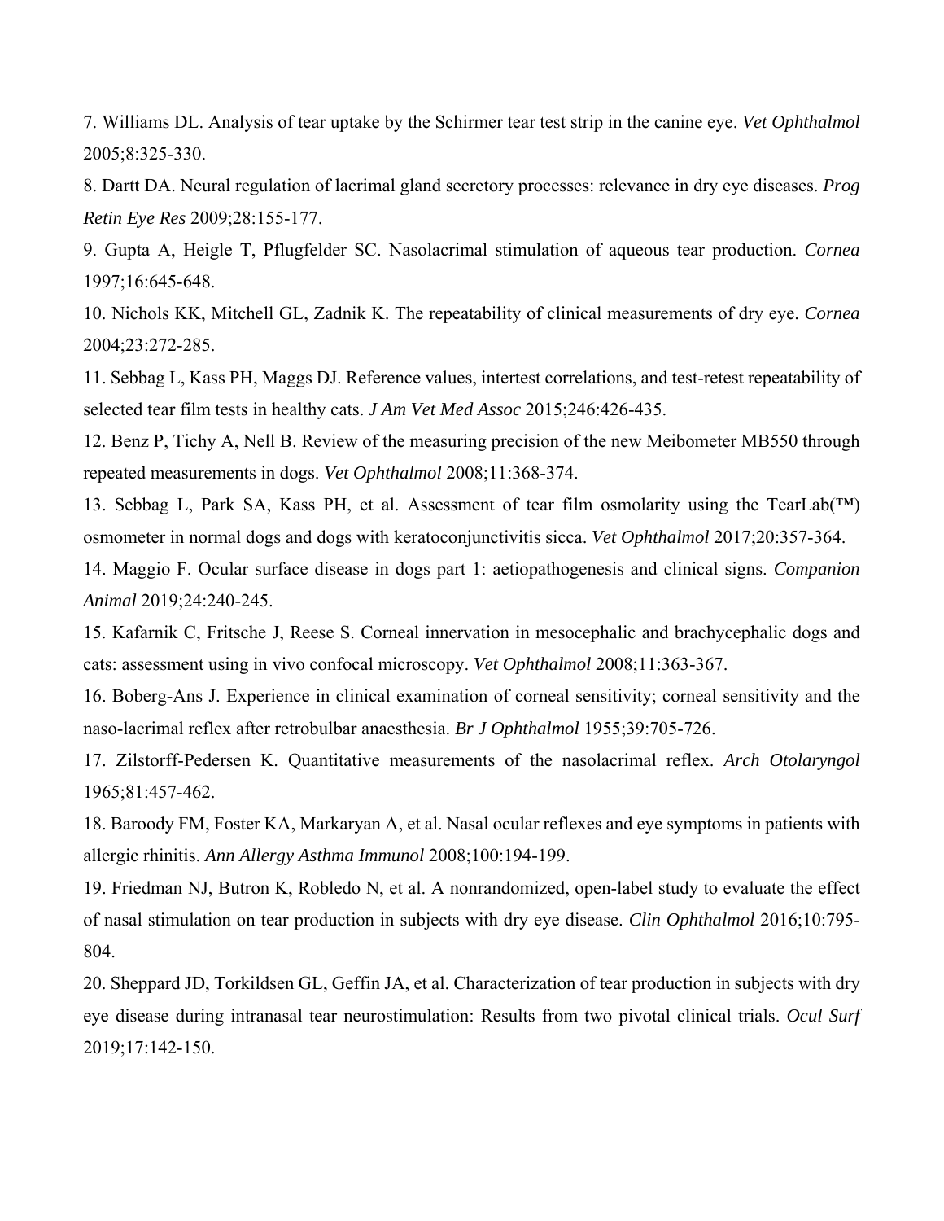7. Williams DL. Analysis of tear uptake by the Schirmer tear test strip in the canine eye. *Vet Ophthalmol* 2005;8:325-330.

8. Dartt DA. Neural regulation of lacrimal gland secretory processes: relevance in dry eye diseases. *Prog Retin Eye Res* 2009;28:155-177.

9. Gupta A, Heigle T, Pflugfelder SC. Nasolacrimal stimulation of aqueous tear production. *Cornea* 1997;16:645-648.

10. Nichols KK, Mitchell GL, Zadnik K. The repeatability of clinical measurements of dry eye. *Cornea* 2004;23:272-285.

11. Sebbag L, Kass PH, Maggs DJ. Reference values, intertest correlations, and test-retest repeatability of selected tear film tests in healthy cats. *J Am Vet Med Assoc* 2015;246:426-435.

12. Benz P, Tichy A, Nell B. Review of the measuring precision of the new Meibometer MB550 through repeated measurements in dogs. *Vet Ophthalmol* 2008;11:368-374.

13. Sebbag L, Park SA, Kass PH, et al. Assessment of tear film osmolarity using the TearLab(™) osmometer in normal dogs and dogs with keratoconjunctivitis sicca. *Vet Ophthalmol* 2017;20:357-364.

14. Maggio F. Ocular surface disease in dogs part 1: aetiopathogenesis and clinical signs. *Companion Animal* 2019;24:240-245.

15. Kafarnik C, Fritsche J, Reese S. Corneal innervation in mesocephalic and brachycephalic dogs and cats: assessment using in vivo confocal microscopy. *Vet Ophthalmol* 2008;11:363-367.

16. Boberg-Ans J. Experience in clinical examination of corneal sensitivity; corneal sensitivity and the naso-lacrimal reflex after retrobulbar anaesthesia. *Br J Ophthalmol* 1955;39:705-726.

17. Zilstorff-Pedersen K. Quantitative measurements of the nasolacrimal reflex. *Arch Otolaryngol* 1965;81:457-462.

18. Baroody FM, Foster KA, Markaryan A, et al. Nasal ocular reflexes and eye symptoms in patients with allergic rhinitis. *Ann Allergy Asthma Immunol* 2008;100:194-199.

19. Friedman NJ, Butron K, Robledo N, et al. A nonrandomized, open-label study to evaluate the effect of nasal stimulation on tear production in subjects with dry eye disease. *Clin Ophthalmol* 2016;10:795-804.

20. Sheppard JD, Torkildsen GL, Geffin JA, et al. Characterization of tear production in subjects with dry eye disease during intranasal tear neurostimulation: Results from two pivotal clinical trials. *Ocul Surf* 2019;17:142-150.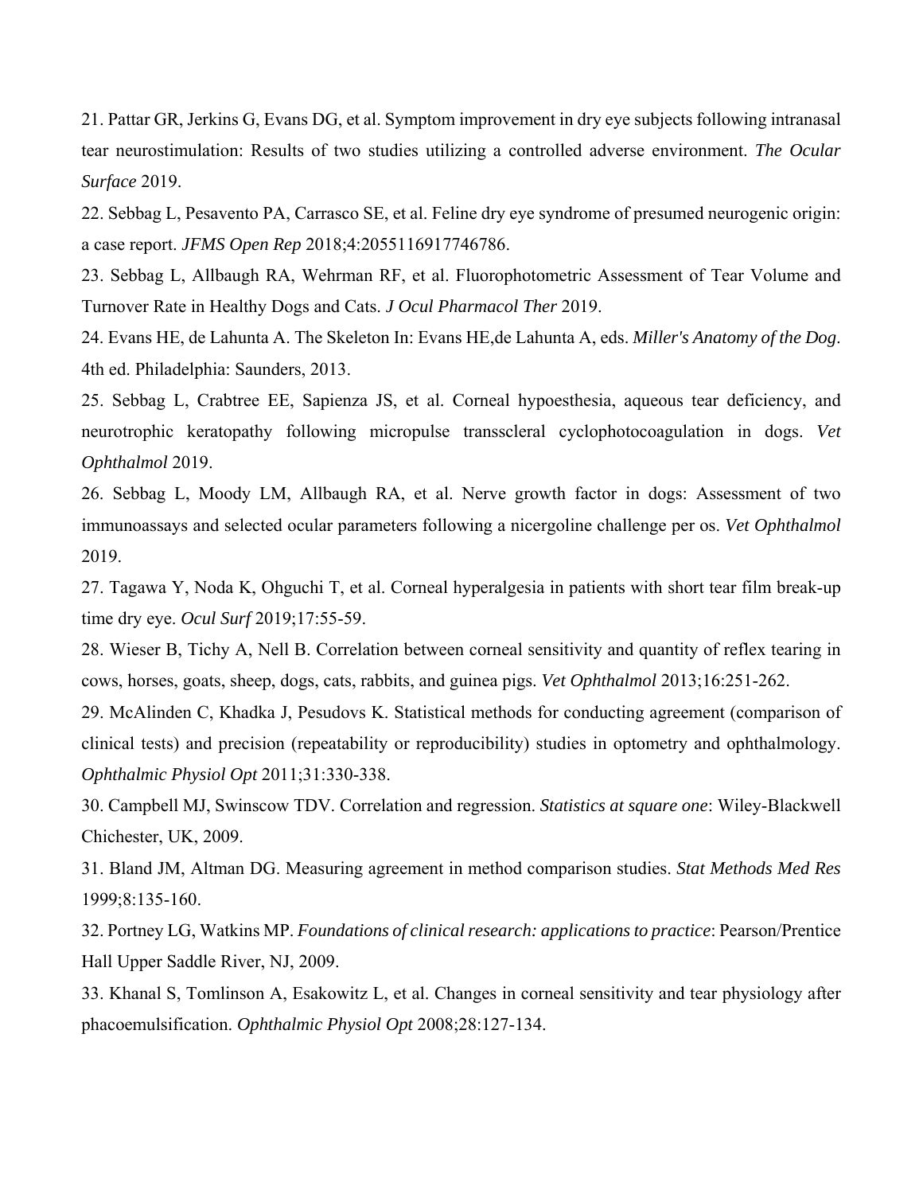21. Pattar GR, Jerkins G, Evans DG, et al. Symptom improvement in dry eye subjects following intranasal tear neurostimulation: Results of two studies utilizing a controlled adverse environment. *The Ocular Surface* 2019.

22. Sebbag L, Pesavento PA, Carrasco SE, et al. Feline dry eye syndrome of presumed neurogenic origin: a case report. *JFMS Open Rep* 2018;4:2055116917746786.

23. Sebbag L, Allbaugh RA, Wehrman RF, et al. Fluorophotometric Assessment of Tear Volume and Turnover Rate in Healthy Dogs and Cats. *J Ocul Pharmacol Ther* 2019.

24. Evans HE, de Lahunta A. The Skeleton In: Evans HE,de Lahunta A, eds. *Miller's Anatomy of the Dog*. 4th ed. Philadelphia: Saunders, 2013.

25. Sebbag L, Crabtree EE, Sapienza JS, et al. Corneal hypoesthesia, aqueous tear deficiency, and neurotrophic keratopathy following micropulse transscleral cyclophotocoagulation in dogs. *Vet Ophthalmol* 2019.

26. Sebbag L, Moody LM, Allbaugh RA, et al. Nerve growth factor in dogs: Assessment of two immunoassays and selected ocular parameters following a nicergoline challenge per os. *Vet Ophthalmol* 2019.

27. Tagawa Y, Noda K, Ohguchi T, et al. Corneal hyperalgesia in patients with short tear film break-up time dry eye. *Ocul Surf* 2019;17:55-59.

28. Wieser B, Tichy A, Nell B. Correlation between corneal sensitivity and quantity of reflex tearing in cows, horses, goats, sheep, dogs, cats, rabbits, and guinea pigs. *Vet Ophthalmol* 2013;16:251-262.

29. McAlinden C, Khadka J, Pesudovs K. Statistical methods for conducting agreement (comparison of clinical tests) and precision (repeatability or reproducibility) studies in optometry and ophthalmology. *Ophthalmic Physiol Opt* 2011;31:330-338.

30. Campbell MJ, Swinscow TDV. Correlation and regression. *Statistics at square one*: Wiley-Blackwell Chichester, UK, 2009.

31. Bland JM, Altman DG. Measuring agreement in method comparison studies. *Stat Methods Med Res* 1999;8:135-160.

32. Portney LG, Watkins MP. *Foundations of clinical research: applications to practice*: Pearson/Prentice Hall Upper Saddle River, NJ, 2009.

33. Khanal S, Tomlinson A, Esakowitz L, et al. Changes in corneal sensitivity and tear physiology after phacoemulsification. *Ophthalmic Physiol Opt* 2008;28:127-134.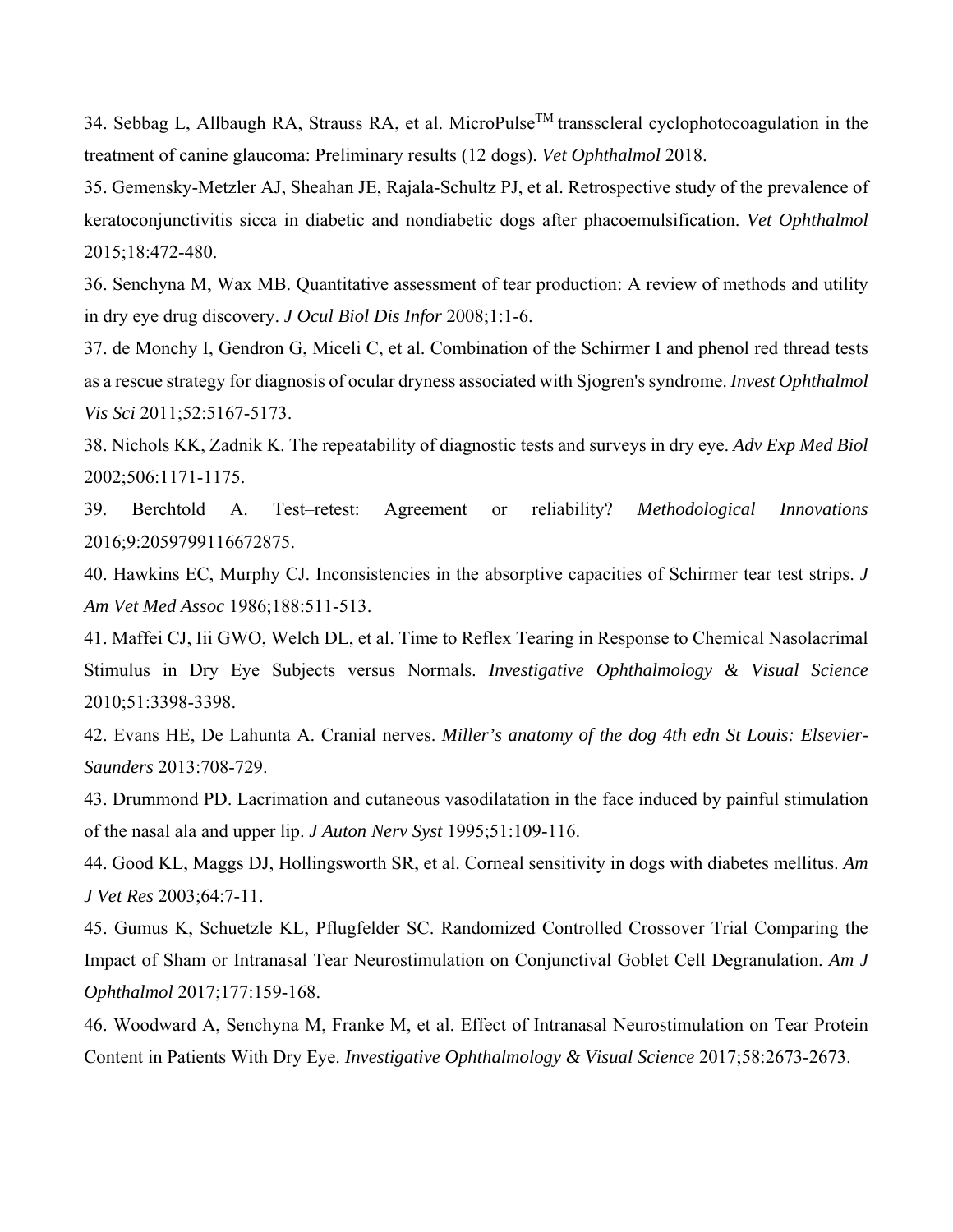34. Sebbag L, Allbaugh RA, Strauss RA, et al. MicroPulse$^{TM}$ transscleral cyclophotocoagulation in the treatment of canine glaucoma: Preliminary results (12 dogs). *Vet Ophthalmol* 2018.

35. Gemensky-Metzler AJ, Sheahan JE, Rajala-Schultz PJ, et al. Retrospective study of the prevalence of keratoconjunctivitis sicca in diabetic and nondiabetic dogs after phacoemulsification. *Vet Ophthalmol* 2015;18:472-480.

36. Senchyna M, Wax MB. Quantitative assessment of tear production: A review of methods and utility in dry eye drug discovery. *J Ocul Biol Dis Infor* 2008;1:1-6.

37. de Monchy I, Gendron G, Miceli C, et al. Combination of the Schirmer I and phenol red thread tests as a rescue strategy for diagnosis of ocular dryness associated with Sjogren's syndrome. *Invest Ophthalmol Vis Sci* 2011;52:5167-5173.

38. Nichols KK, Zadnik K. The repeatability of diagnostic tests and surveys in dry eye. *Adv Exp Med Biol* 2002;506:1171-1175.

39. Berchtold A. Test–retest: Agreement or reliability? *Methodological Innovations* 2016;9:2059799116672875.

40. Hawkins EC, Murphy CJ. Inconsistencies in the absorptive capacities of Schirmer tear test strips. *J Am Vet Med Assoc* 1986;188:511-513.

41. Maffei CJ, Iii GWO, Welch DL, et al. Time to Reflex Tearing in Response to Chemical Nasolacrimal Stimulus in Dry Eye Subjects versus Normals. *Investigative Ophthalmology & Visual Science* 2010;51:3398-3398.

42. Evans HE, De Lahunta A. Cranial nerves. *Miller's anatomy of the dog 4th edn St Louis: Elsevier-Saunders* 2013:708-729.

43. Drummond PD. Lacrimation and cutaneous vasodilatation in the face induced by painful stimulation of the nasal ala and upper lip. *J Auton Nerv Syst* 1995;51:109-116.

44. Good KL, Maggs DJ, Hollingsworth SR, et al. Corneal sensitivity in dogs with diabetes mellitus. *Am J Vet Res* 2003;64:7-11.

45. Gumus K, Schuetzle KL, Pflugfelder SC. Randomized Controlled Crossover Trial Comparing the Impact of Sham or Intranasal Tear Neurostimulation on Conjunctival Goblet Cell Degranulation. *Am J Ophthalmol* 2017;177:159-168.

46. Woodward A, Senchyna M, Franke M, et al. Effect of Intranasal Neurostimulation on Tear Protein Content in Patients With Dry Eye. *Investigative Ophthalmology & Visual Science* 2017;58:2673-2673.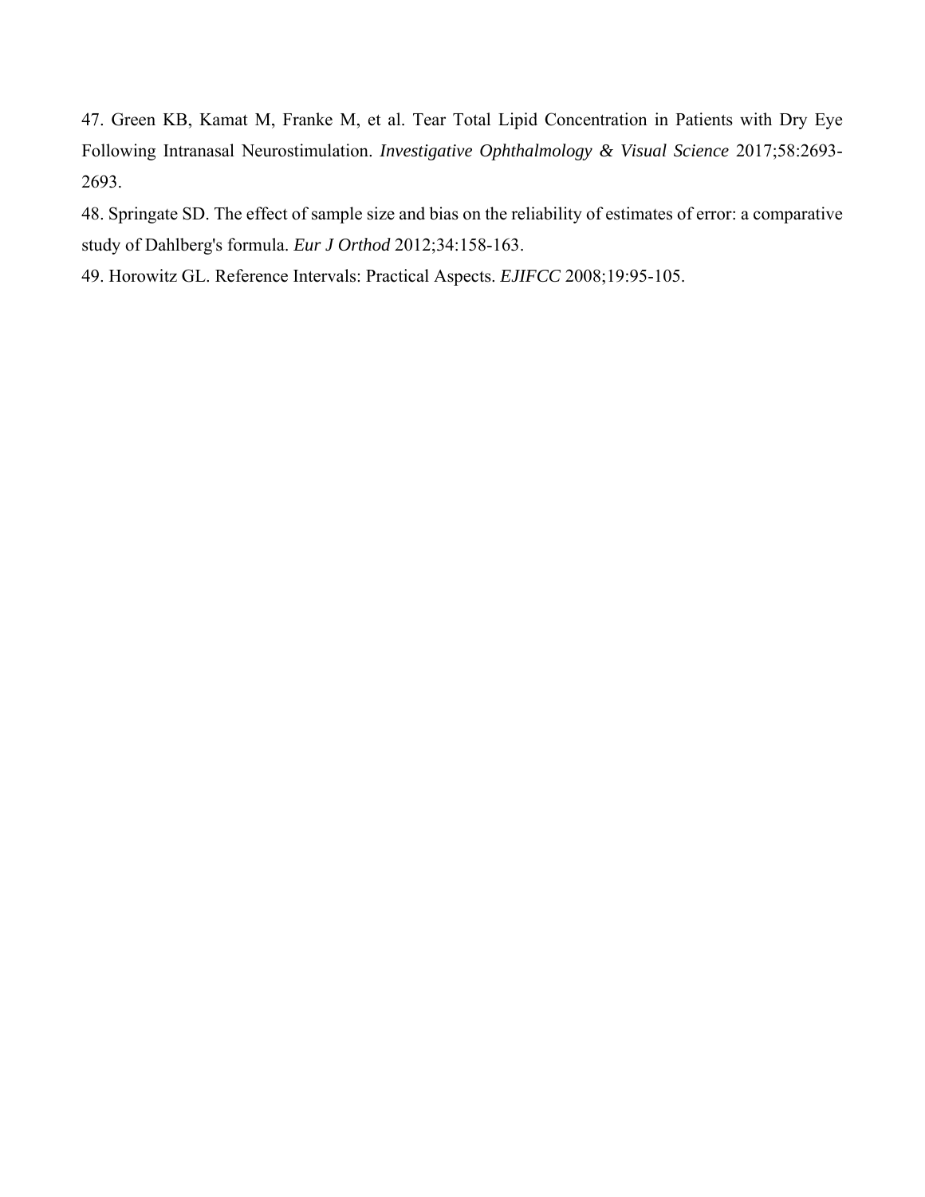47. Green KB, Kamat M, Franke M, et al. Tear Total Lipid Concentration in Patients with Dry Eye Following Intranasal Neurostimulation. *Investigative Ophthalmology & Visual Science* 2017;58:2693-2693.

48. Springate SD. The effect of sample size and bias on the reliability of estimates of error: a comparative study of Dahlberg's formula. *Eur J Orthod* 2012;34:158-163.

49. Horowitz GL. Reference Intervals: Practical Aspects. *EJIFCC* 2008;19:95-105.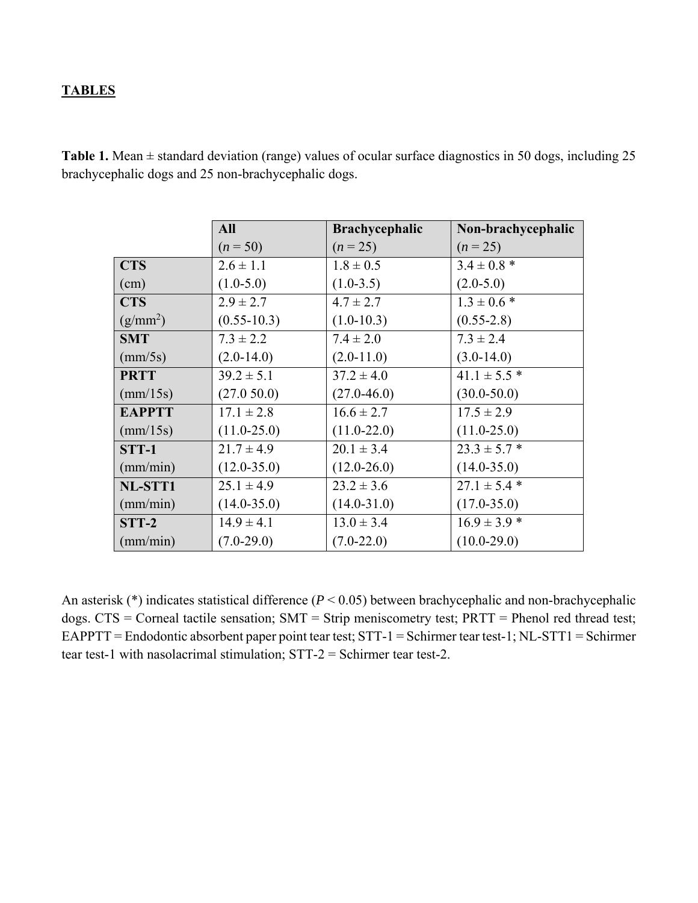## TABLES

**Table 1.** Mean ± standard deviation (range) values of ocular surface diagnostics in 50 dogs, including 25 brachycephalic dogs and 25 non-brachycephalic dogs.

| | **All** ($n$ = 50) | **Brachycephalic** ($n$ = 25) | **Non-brachycephalic** ($n$ = 25) |
|---|---|---|---|
| **CTS** (cm) | 2.6 ± 1.1 (1.0-5.0) | 1.8 ± 0.5 (1.0-3.5) | 3.4 ± 0.8 * (2.0-5.0) |
| **CTS** (g/mm$^2$) | 2.9 ± 2.7 (0.55-10.3) | 4.7 ± 2.7 (1.0-10.3) | 1.3 ± 0.6 * (0.55-2.8) |
| **SMT** (mm/5s) | 7.3 ± 2.2 (2.0-14.0) | 7.4 ± 2.0 (2.0-11.0) | 7.3 ± 2.4 (3.0-14.0) |
| **PRTT** (mm/15s) | 39.2 ± 5.1 (27.0 50.0) | 37.2 ± 4.0 (27.0-46.0) | 41.1 ± 5.5 * (30.0-50.0) |
| **EAPPTT** (mm/15s) | 17.1 ± 2.8 (11.0-25.0) | 16.6 ± 2.7 (11.0-22.0) | 17.5 ± 2.9 (11.0-25.0) |
| **STT-1** (mm/min) | 21.7 ± 4.9 (12.0-35.0) | 20.1 ± 3.4 (12.0-26.0) | 23.3 ± 5.7 * (14.0-35.0) |
| **NL-STT1** (mm/min) | 25.1 ± 4.9 (14.0-35.0) | 23.2 ± 3.6 (14.0-31.0) | 27.1 ± 5.4 * (17.0-35.0) |
| **STT-2** (mm/min) | 14.9 ± 4.1 (7.0-29.0) | 13.0 ± 3.4 (7.0-22.0) | 16.9 ± 3.9 * (10.0-29.0) |

An asterisk (*) indicates statistical difference ($P < 0.05$) between brachycephalic and non-brachycephalic dogs. CTS = Corneal tactile sensation; SMT = Strip meniscometry test; PRTT = Phenol red thread test; EAPPTT = Endodontic absorbent paper point tear test; STT-1 = Schirmer tear test-1; NL-STT1 = Schirmer tear test-1 with nasolacrimal stimulation; STT-2 = Schirmer tear test-2.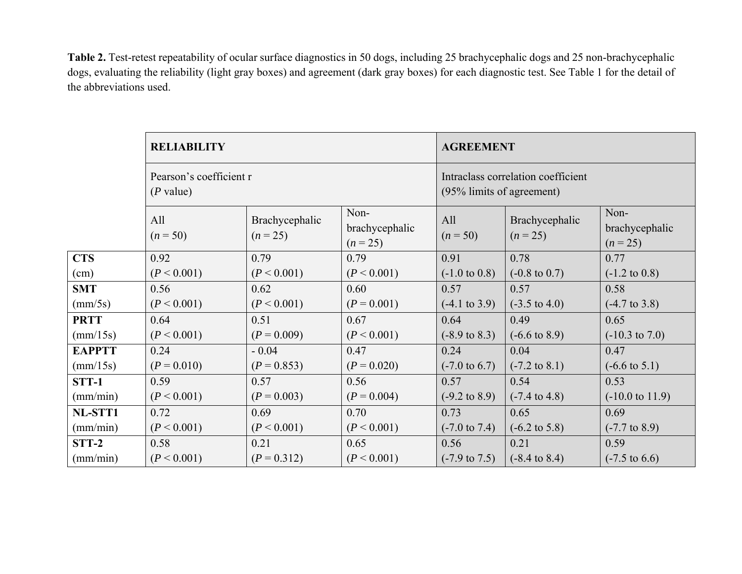**Table 2.** Test-retest repeatability of ocular surface diagnostics in 50 dogs, including 25 brachycephalic dogs and 25 non-brachycephalic dogs, evaluating the reliability (light gray boxes) and agreement (dark gray boxes) for each diagnostic test. See Table 1 for the detail of the abbreviations used.

| | **RELIABILITY** | | | **AGREEMENT** | | |
|---|---|---|---|---|---|---|
| | Pearson's coefficient r (*P* value) | | | Intraclass correlation coefficient (95% limits of agreement) | | |
| | All ($n = 50$) | Brachycephalic ($n = 25$) | Non-brachycephalic ($n = 25$) | All ($n = 50$) | Brachycephalic ($n = 25$) | Non-brachycephalic ($n = 25$) |
| **CTS** (cm) | 0.92 ($P < 0.001$) | 0.79 ($P < 0.001$) | 0.79 ($P < 0.001$) | 0.91 (-1.0 to 0.8) | 0.78 (-0.8 to 0.7) | 0.77 (-1.2 to 0.8) |
| **SMT** (mm/5s) | 0.56 ($P < 0.001$) | 0.62 ($P < 0.001$) | 0.60 ($P = 0.001$) | 0.57 (-4.1 to 3.9) | 0.57 (-3.5 to 4.0) | 0.58 (-4.7 to 3.8) |
| **PRTT** (mm/15s) | 0.64 ($P < 0.001$) | 0.51 ($P = 0.009$) | 0.67 ($P < 0.001$) | 0.64 (-8.9 to 8.3) | 0.49 (-6.6 to 8.9) | 0.65 (-10.3 to 7.0) |
| **EAPPTT** (mm/15s) | 0.24 ($P = 0.010$) | - 0.04 ($P = 0.853$) | 0.47 ($P = 0.020$) | 0.24 (-7.0 to 6.7) | 0.04 (-7.2 to 8.1) | 0.47 (-6.6 to 5.1) |
| **STT-1** (mm/min) | 0.59 ($P < 0.001$) | 0.57 ($P = 0.003$) | 0.56 ($P = 0.004$) | 0.57 (-9.2 to 8.9) | 0.54 (-7.4 to 4.8) | 0.53 (-10.0 to 11.9) |
| **NL-STT1** (mm/min) | 0.72 ($P < 0.001$) | 0.69 ($P < 0.001$) | 0.70 ($P < 0.001$) | 0.73 (-7.0 to 7.4) | 0.65 (-6.2 to 5.8) | 0.69 (-7.7 to 8.9) |
| **STT-2** (mm/min) | 0.58 ($P < 0.001$) | 0.21 ($P = 0.312$) | 0.65 ($P < 0.001$) | 0.56 (-7.9 to 7.5) | 0.21 (-8.4 to 8.4) | 0.59 (-7.5 to 6.6) |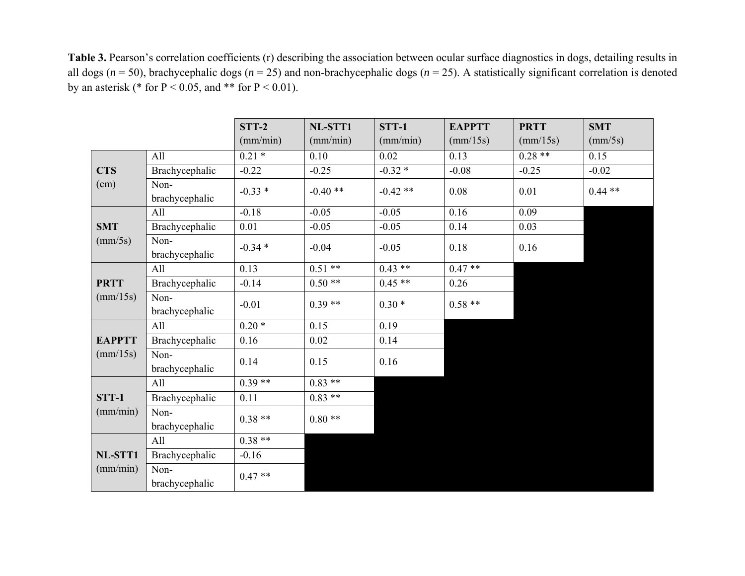**Table 3.** Pearson's correlation coefficients (r) describing the association between ocular surface diagnostics in dogs, detailing results in all dogs (*n* = 50), brachycephalic dogs (*n* = 25) and non-brachycephalic dogs (*n* = 25). A statistically significant correlation is denoted by an asterisk (* for P < 0.05, and ** for P < 0.01).

| | | STT-2 (mm/min) | NL-STT1 (mm/min) | STT-1 (mm/min) | EAPPTT (mm/15s) | PRTT (mm/15s) | SMT (mm/5s) |
|---|---|---|---|---|---|---|---|
| **CTS** (cm) | All | 0.21 * | 0.10 | 0.02 | 0.13 | 0.28 ** | 0.15 |
| | Brachycephalic | -0.22 | -0.25 | -0.32 * | -0.08 | -0.25 | -0.02 |
| | Non-brachycephalic | -0.33 * | -0.40 ** | -0.42 ** | 0.08 | 0.01 | 0.44 ** |
| **SMT** (mm/5s) | All | -0.18 | -0.05 | -0.05 | 0.16 | 0.09 | |
| | Brachycephalic | 0.01 | -0.05 | -0.05 | 0.14 | 0.03 | |
| | Non-brachycephalic | -0.34 * | -0.04 | -0.05 | 0.18 | 0.16 | |
| **PRTT** (mm/15s) | All | 0.13 | 0.51 ** | 0.43 ** | 0.47 ** | | |
| | Brachycephalic | -0.14 | 0.50 ** | 0.45 ** | 0.26 | | |
| | Non-brachycephalic | -0.01 | 0.39 ** | 0.30 * | 0.58 ** | | |
| **EAPPTT** (mm/15s) | All | 0.20 * | 0.15 | 0.19 | | | |
| | Brachycephalic | 0.16 | 0.02 | 0.14 | | | |
| | Non-brachycephalic | 0.14 | 0.15 | 0.16 | | | |
| **STT-1** (mm/min) | All | 0.39 ** | 0.83 ** | | | | |
| | Brachycephalic | 0.11 | 0.83 ** | | | | |
| | Non-brachycephalic | 0.38 ** | 0.80 ** | | | | |
| **NL-STT1** (mm/min) | All | 0.38 ** | | | | | |
| | Brachycephalic | -0.16 | | | | | |
| | Non-brachycephalic | 0.47 ** | | | | | |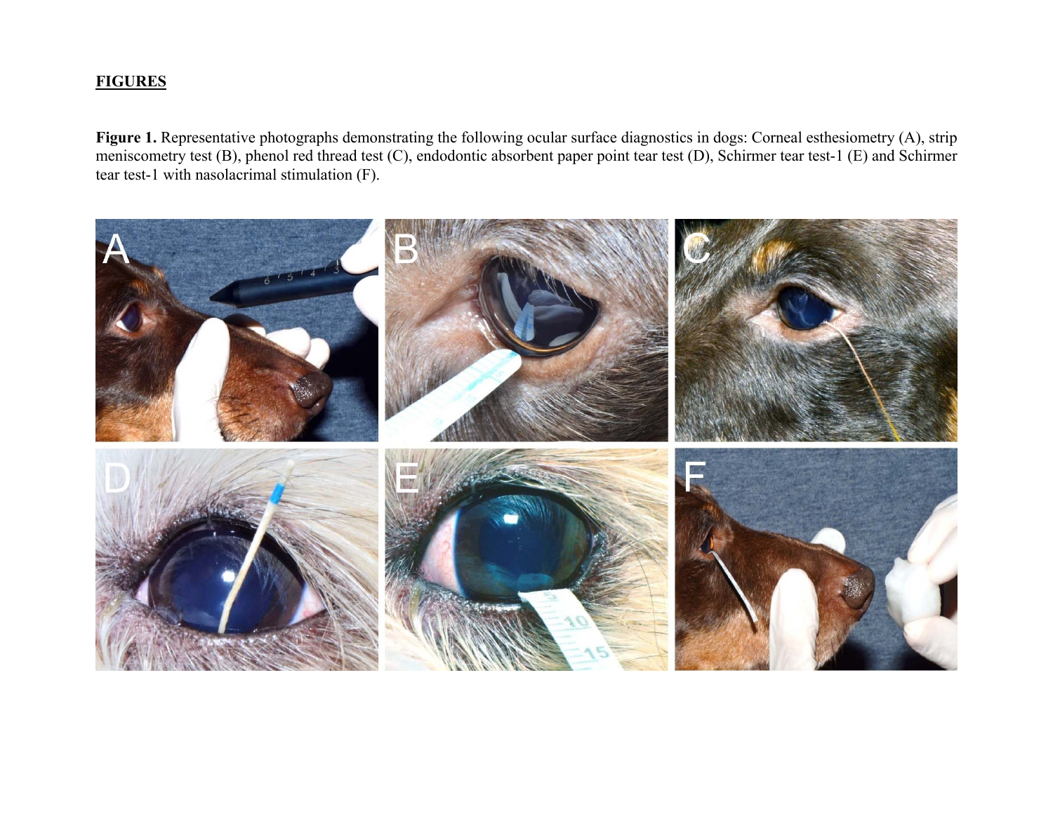**FIGURES**

**Figure 1.** Representative photographs demonstrating the following ocular surface diagnostics in dogs: Corneal esthesiometry (A), strip meniscometry test (B), phenol red thread test (C), endodontic absorbent paper point tear test (D), Schirmer tear test-1 (E) and Schirmer tear test-1 with nasolacrimal stimulation (F).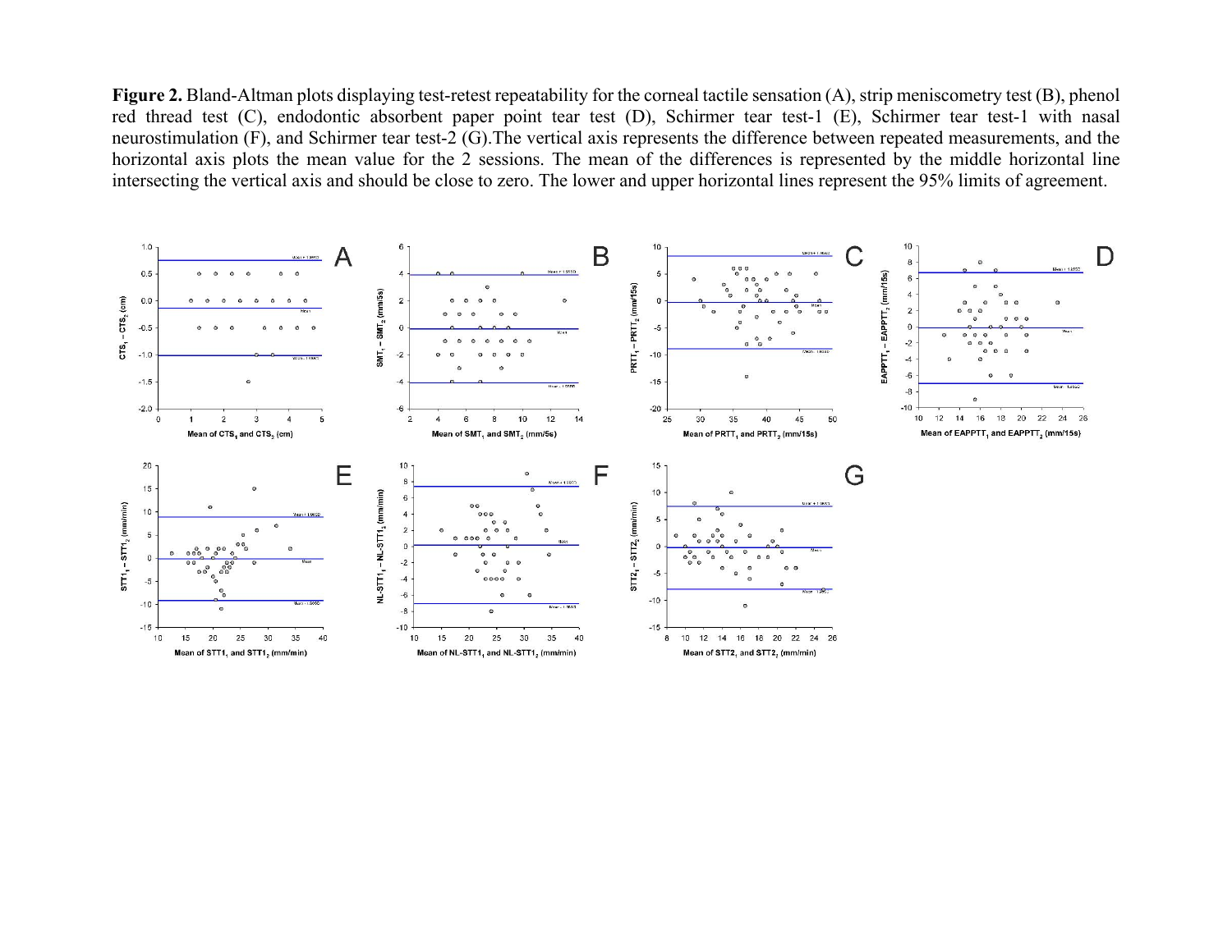**Figure 2.** Bland-Altman plots displaying test-retest repeatability for the corneal tactile sensation (A), strip meniscometry test (B), phenol red thread test (C), endodontic absorbent paper point tear test (D), Schirmer tear test-1 (E), Schirmer tear test-1 with nasal neurostimulation (F), and Schirmer tear test-2 (G).The vertical axis represents the difference between repeated measurements, and the horizontal axis plots the mean value for the 2 sessions. The mean of the differences is represented by the middle horizontal line intersecting the vertical axis and should be close to zero. The lower and upper horizontal lines represent the 95% limits of agreement.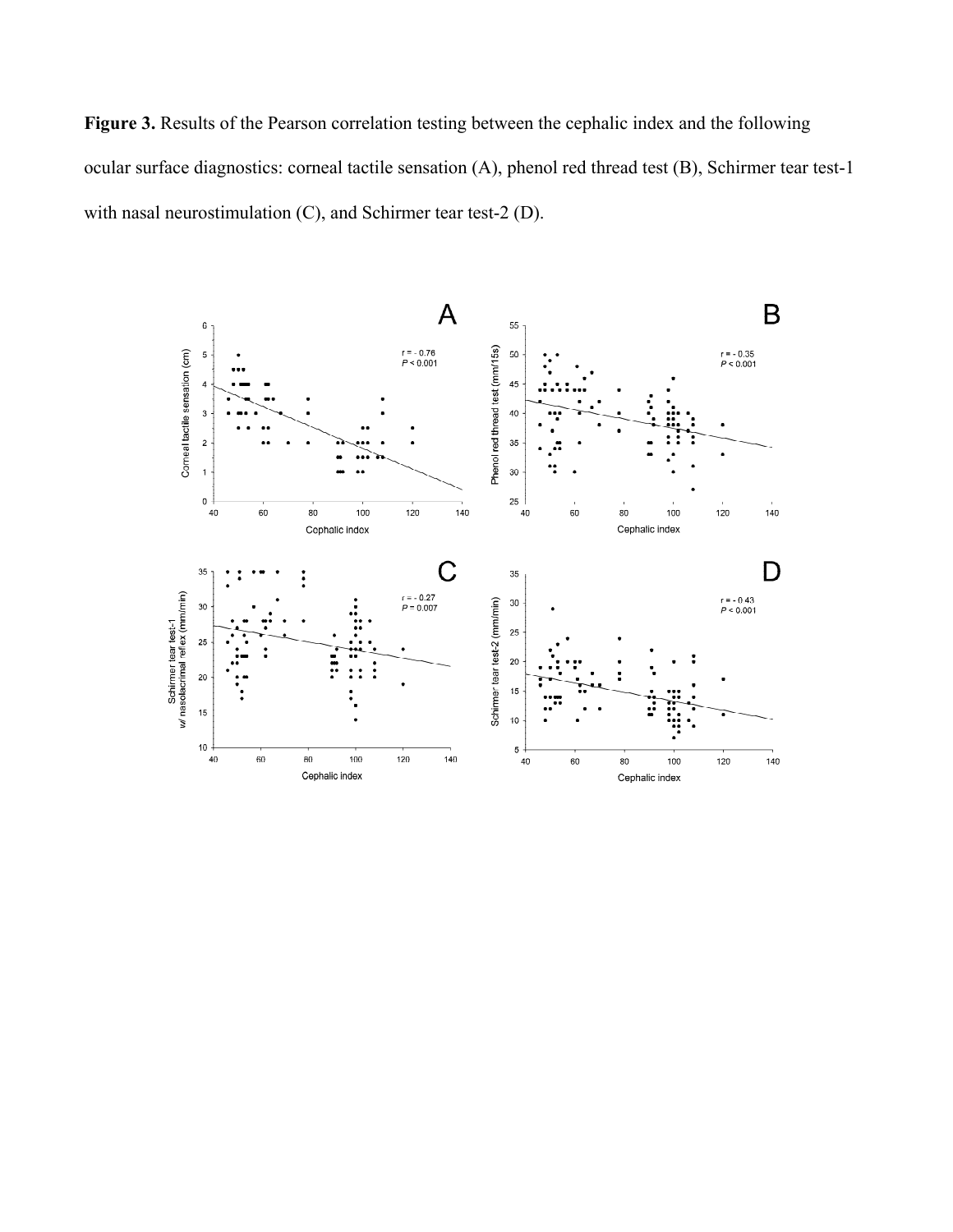**Figure 3.** Results of the Pearson correlation testing between the cephalic index and the following ocular surface diagnostics: corneal tactile sensation (A), phenol red thread test (B), Schirmer tear test-1 with nasal neurostimulation (C), and Schirmer tear test-2 (D).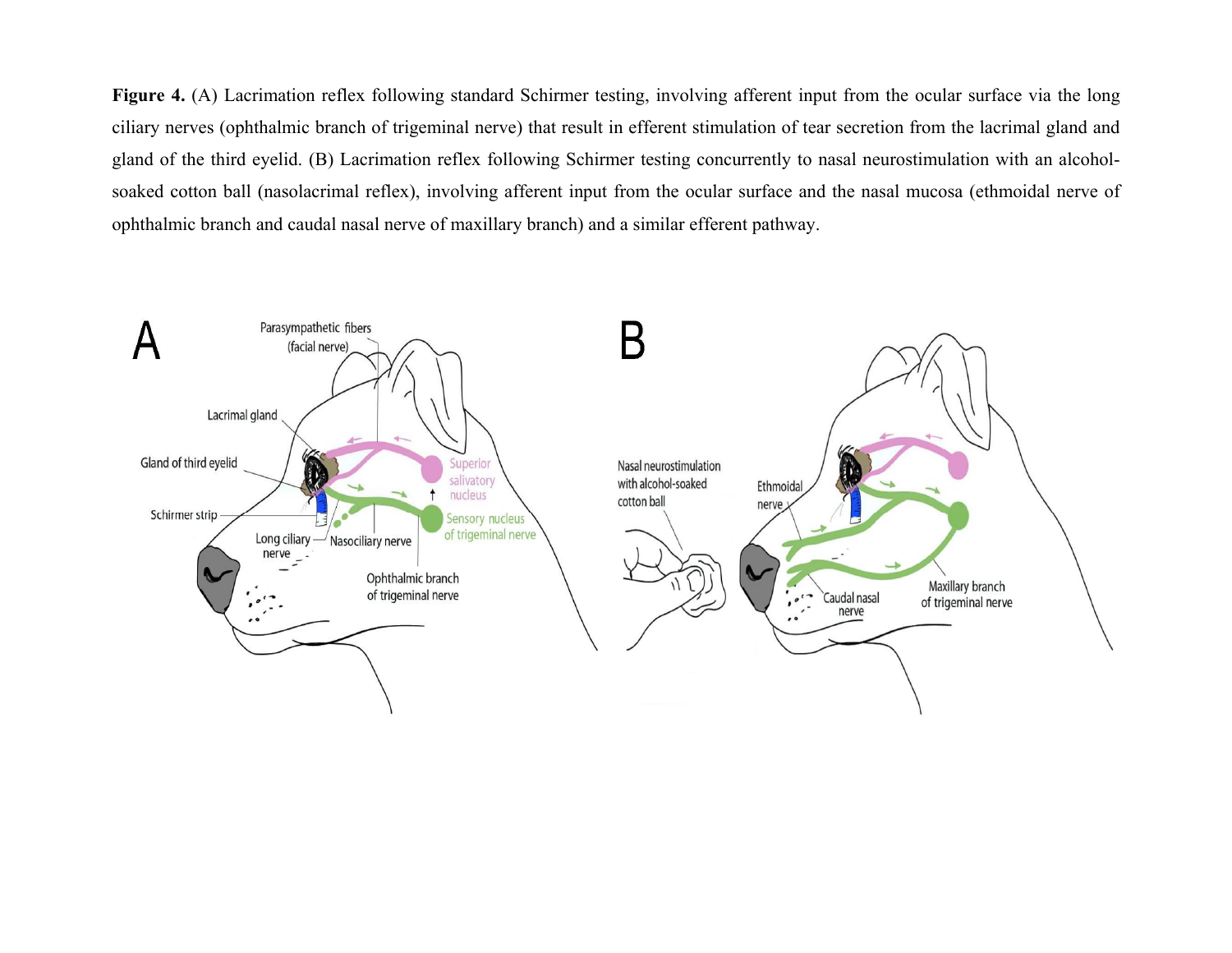**Figure 4.** (A) Lacrimation reflex following standard Schirmer testing, involving afferent input from the ocular surface via the long ciliary nerves (ophthalmic branch of trigeminal nerve) that result in efferent stimulation of tear secretion from the lacrimal gland and gland of the third eyelid. (B) Lacrimation reflex following Schirmer testing concurrently to nasal neurostimulation with an alcohol-soaked cotton ball (nasolacrimal reflex), involving afferent input from the ocular surface and the nasal mucosa (ethmoidal nerve of ophthalmic branch and caudal nasal nerve of maxillary branch) and a similar efferent pathway.

A

Parasympathetic fibers (facial nerve)

Lacrimal gland

Gland of third eyelid

Schirmer strip

Long ciliary nerve

Nasociliary nerve

Superior salivatory nucleus

Sensory nucleus of trigeminal nerve

Ophthalmic branch of trigeminal nerve

B

Nasal neurostimulation with alcohol-soaked cotton ball

Ethmoidal nerve

Caudal nasal nerve

Maxillary branch of trigeminal nerve